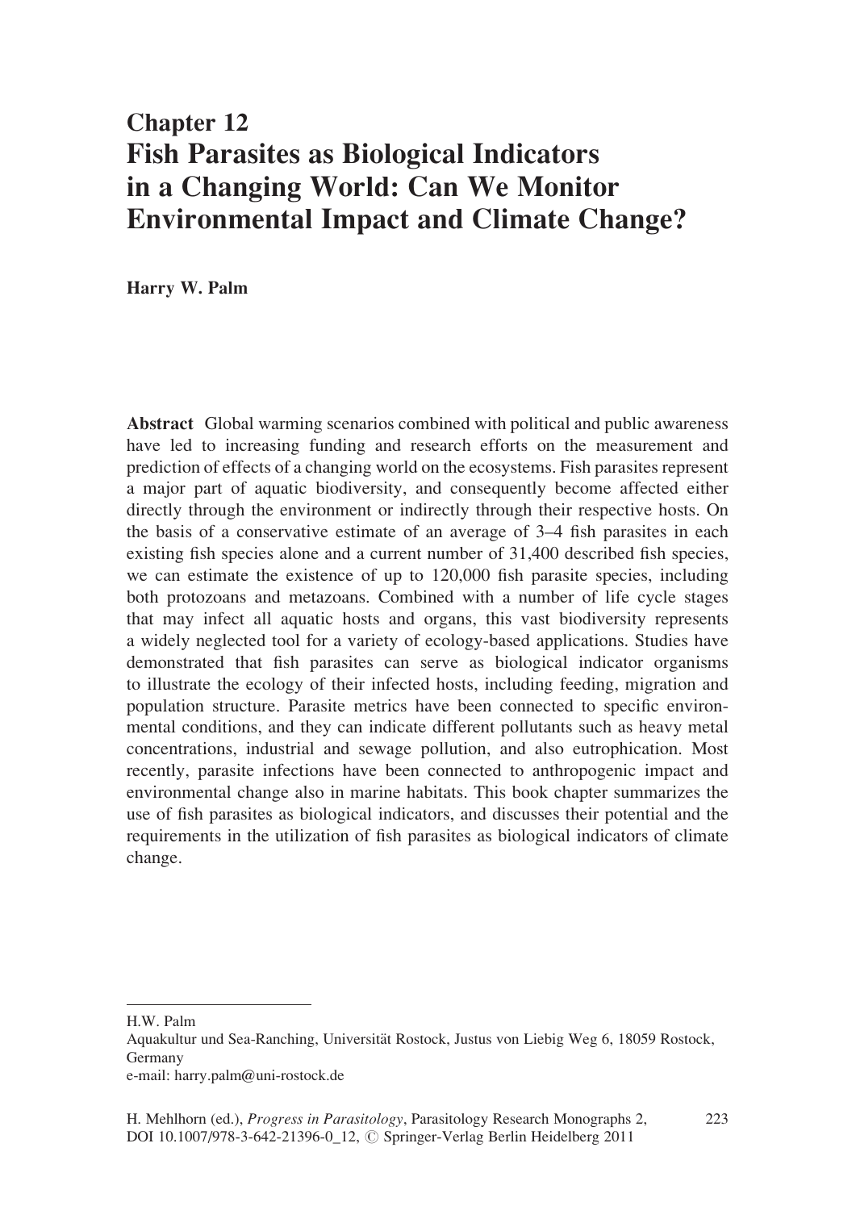# Chapter 12
# Fish Parasites as Biological Indicators in a Changing World: Can We Monitor Environmental Impact and Climate Change?

**Harry W. Palm**

**Abstract** Global warming scenarios combined with political and public awareness have led to increasing funding and research efforts on the measurement and prediction of effects of a changing world on the ecosystems. Fish parasites represent a major part of aquatic biodiversity, and consequently become affected either directly through the environment or indirectly through their respective hosts. On the basis of a conservative estimate of an average of 3–4 fish parasites in each existing fish species alone and a current number of 31,400 described fish species, we can estimate the existence of up to 120,000 fish parasite species, including both protozoans and metazoans. Combined with a number of life cycle stages that may infect all aquatic hosts and organs, this vast biodiversity represents a widely neglected tool for a variety of ecology-based applications. Studies have demonstrated that fish parasites can serve as biological indicator organisms to illustrate the ecology of their infected hosts, including feeding, migration and population structure. Parasite metrics have been connected to specific environmental conditions, and they can indicate different pollutants such as heavy metal concentrations, industrial and sewage pollution, and also eutrophication. Most recently, parasite infections have been connected to anthropogenic impact and environmental change also in marine habitats. This book chapter summarizes the use of fish parasites as biological indicators, and discusses their potential and the requirements in the utilization of fish parasites as biological indicators of climate change.

---

H.W. Palm
Aquakultur und Sea-Ranching, Universität Rostock, Justus von Liebig Weg 6, 18059 Rostock, Germany
e-mail: harry.palm@uni-rostock.de

H. Mehlhorn (ed.), *Progress in Parasitology*, Parasitology Research Monographs 2, DOI 10.1007/978-3-642-21396-0_12, © Springer-Verlag Berlin Heidelberg 2011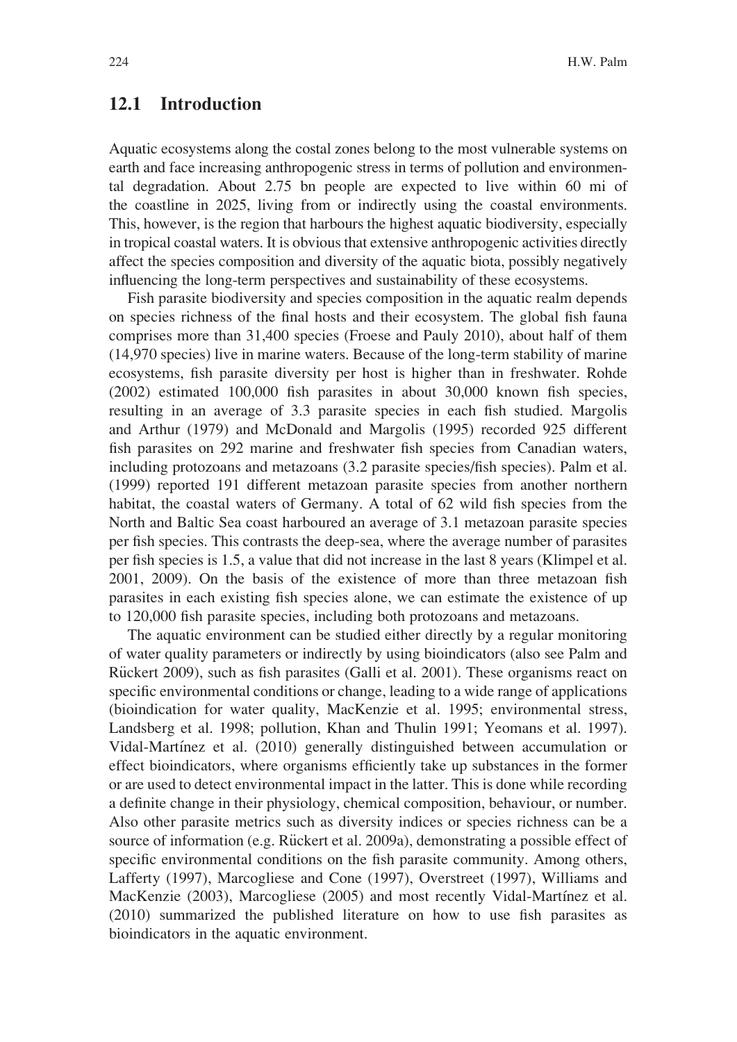## 12.1 Introduction

Aquatic ecosystems along the costal zones belong to the most vulnerable systems on earth and face increasing anthropogenic stress in terms of pollution and environmental degradation. About 2.75 bn people are expected to live within 60 mi of the coastline in 2025, living from or indirectly using the coastal environments. This, however, is the region that harbours the highest aquatic biodiversity, especially in tropical coastal waters. It is obvious that extensive anthropogenic activities directly affect the species composition and diversity of the aquatic biota, possibly negatively influencing the long-term perspectives and sustainability of these ecosystems.

Fish parasite biodiversity and species composition in the aquatic realm depends on species richness of the final hosts and their ecosystem. The global fish fauna comprises more than 31,400 species (Froese and Pauly 2010), about half of them (14,970 species) live in marine waters. Because of the long-term stability of marine ecosystems, fish parasite diversity per host is higher than in freshwater. Rohde (2002) estimated 100,000 fish parasites in about 30,000 known fish species, resulting in an average of 3.3 parasite species in each fish studied. Margolis and Arthur (1979) and McDonald and Margolis (1995) recorded 925 different fish parasites on 292 marine and freshwater fish species from Canadian waters, including protozoans and metazoans (3.2 parasite species/fish species). Palm et al. (1999) reported 191 different metazoan parasite species from another northern habitat, the coastal waters of Germany. A total of 62 wild fish species from the North and Baltic Sea coast harboured an average of 3.1 metazoan parasite species per fish species. This contrasts the deep-sea, where the average number of parasites per fish species is 1.5, a value that did not increase in the last 8 years (Klimpel et al. 2001, 2009). On the basis of the existence of more than three metazoan fish parasites in each existing fish species alone, we can estimate the existence of up to 120,000 fish parasite species, including both protozoans and metazoans.

The aquatic environment can be studied either directly by a regular monitoring of water quality parameters or indirectly by using bioindicators (also see Palm and Rückert 2009), such as fish parasites (Galli et al. 2001). These organisms react on specific environmental conditions or change, leading to a wide range of applications (bioindication for water quality, MacKenzie et al. 1995; environmental stress, Landsberg et al. 1998; pollution, Khan and Thulin 1991; Yeomans et al. 1997). Vidal-Martínez et al. (2010) generally distinguished between accumulation or effect bioindicators, where organisms efficiently take up substances in the former or are used to detect environmental impact in the latter. This is done while recording a definite change in their physiology, chemical composition, behaviour, or number. Also other parasite metrics such as diversity indices or species richness can be a source of information (e.g. Rückert et al. 2009a), demonstrating a possible effect of specific environmental conditions on the fish parasite community. Among others, Lafferty (1997), Marcogliese and Cone (1997), Overstreet (1997), Williams and MacKenzie (2003), Marcogliese (2005) and most recently Vidal-Martínez et al. (2010) summarized the published literature on how to use fish parasites as bioindicators in the aquatic environment.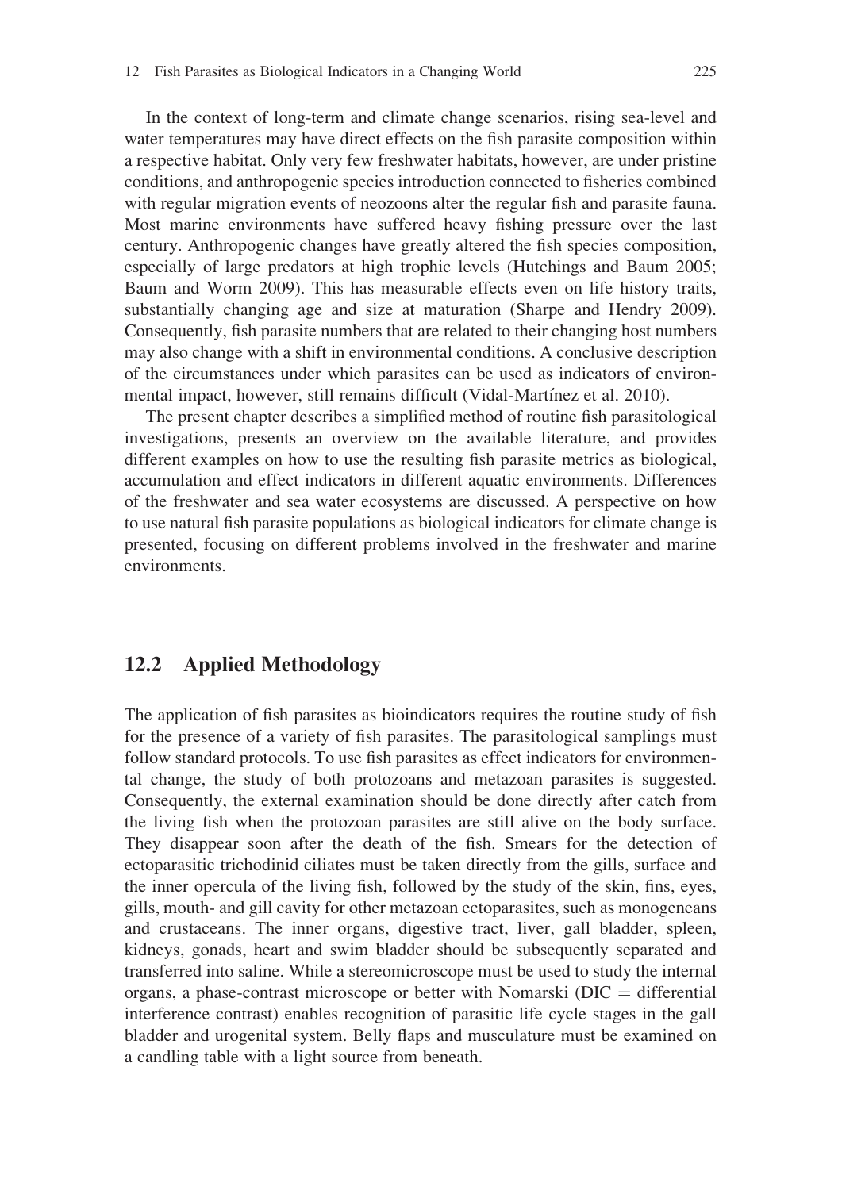In the context of long-term and climate change scenarios, rising sea-level and water temperatures may have direct effects on the fish parasite composition within a respective habitat. Only very few freshwater habitats, however, are under pristine conditions, and anthropogenic species introduction connected to fisheries combined with regular migration events of neozoons alter the regular fish and parasite fauna. Most marine environments have suffered heavy fishing pressure over the last century. Anthropogenic changes have greatly altered the fish species composition, especially of large predators at high trophic levels (Hutchings and Baum 2005; Baum and Worm 2009). This has measurable effects even on life history traits, substantially changing age and size at maturation (Sharpe and Hendry 2009). Consequently, fish parasite numbers that are related to their changing host numbers may also change with a shift in environmental conditions. A conclusive description of the circumstances under which parasites can be used as indicators of environmental impact, however, still remains difficult (Vidal-Martínez et al. 2010).

The present chapter describes a simplified method of routine fish parasitological investigations, presents an overview on the available literature, and provides different examples on how to use the resulting fish parasite metrics as biological, accumulation and effect indicators in different aquatic environments. Differences of the freshwater and sea water ecosystems are discussed. A perspective on how to use natural fish parasite populations as biological indicators for climate change is presented, focusing on different problems involved in the freshwater and marine environments.

## 12.2 Applied Methodology

The application of fish parasites as bioindicators requires the routine study of fish for the presence of a variety of fish parasites. The parasitological samplings must follow standard protocols. To use fish parasites as effect indicators for environmental change, the study of both protozoans and metazoan parasites is suggested. Consequently, the external examination should be done directly after catch from the living fish when the protozoan parasites are still alive on the body surface. They disappear soon after the death of the fish. Smears for the detection of ectoparasitic trichodinid ciliates must be taken directly from the gills, surface and the inner opercula of the living fish, followed by the study of the skin, fins, eyes, gills, mouth- and gill cavity for other metazoan ectoparasites, such as monogeneans and crustaceans. The inner organs, digestive tract, liver, gall bladder, spleen, kidneys, gonads, heart and swim bladder should be subsequently separated and transferred into saline. While a stereomicroscope must be used to study the internal organs, a phase-contrast microscope or better with Nomarski (DIC = differential interference contrast) enables recognition of parasitic life cycle stages in the gall bladder and urogenital system. Belly flaps and musculature must be examined on a candling table with a light source from beneath.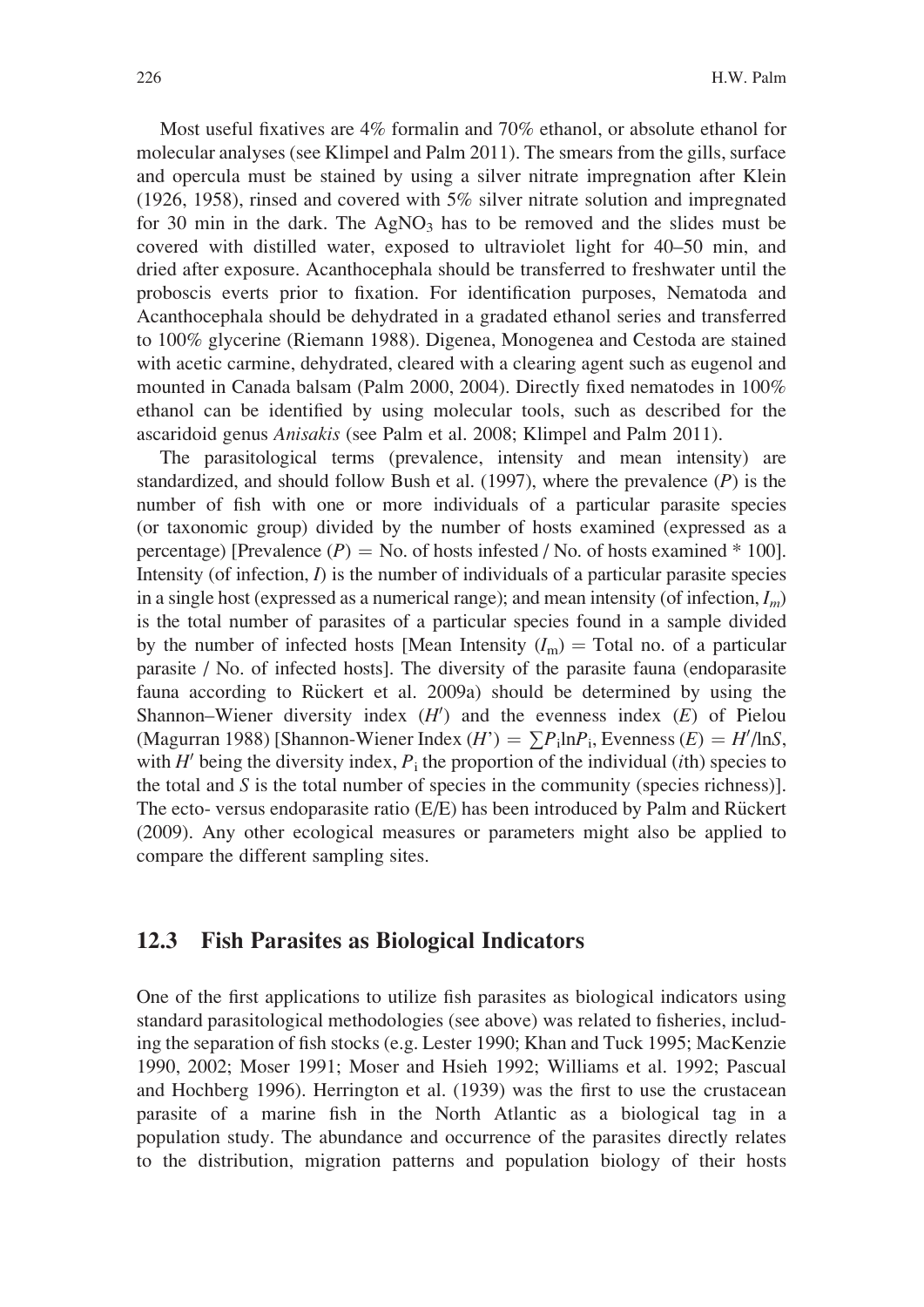Most useful fixatives are 4% formalin and 70% ethanol, or absolute ethanol for molecular analyses (see Klimpel and Palm 2011). The smears from the gills, surface and opercula must be stained by using a silver nitrate impregnation after Klein (1926, 1958), rinsed and covered with 5% silver nitrate solution and impregnated for 30 min in the dark. The $AgNO_3$ has to be removed and the slides must be covered with distilled water, exposed to ultraviolet light for 40–50 min, and dried after exposure. Acanthocephala should be transferred to freshwater until the proboscis everts prior to fixation. For identification purposes, Nematoda and Acanthocephala should be dehydrated in a gradated ethanol series and transferred to 100% glycerine (Riemann 1988). Digenea, Monogenea and Cestoda are stained with acetic carmine, dehydrated, cleared with a clearing agent such as eugenol and mounted in Canada balsam (Palm 2000, 2004). Directly fixed nematodes in 100% ethanol can be identified by using molecular tools, such as described for the ascaridoid genus *Anisakis* (see Palm et al. 2008; Klimpel and Palm 2011).

The parasitological terms (prevalence, intensity and mean intensity) are standardized, and should follow Bush et al. (1997), where the prevalence ($P$) is the number of fish with one or more individuals of a particular parasite species (or taxonomic group) divided by the number of hosts examined (expressed as a percentage) [Prevalence ($P$) = No. of hosts infested / No. of hosts examined * 100]. Intensity (of infection, $I$) is the number of individuals of a particular parasite species in a single host (expressed as a numerical range); and mean intensity (of infection, $I_m$) is the total number of parasites of a particular species found in a sample divided by the number of infected hosts [Mean Intensity ($I_m$) = Total no. of a particular parasite / No. of infected hosts]. The diversity of the parasite fauna (endoparasite fauna according to Rückert et al. 2009a) should be determined by using the Shannon–Wiener diversity index ($H'$) and the evenness index ($E$) of Pielou (Magurran 1988) [Shannon-Wiener Index ($H'$) = $\sum P_i \ln P_i$, Evenness ($E$) = $H'/\ln S$, with $H'$ being the diversity index, $P_i$ the proportion of the individual ($i$th) species to the total and $S$ is the total number of species in the community (species richness)]. The ecto- versus endoparasite ratio (E/E) has been introduced by Palm and Rückert (2009). Any other ecological measures or parameters might also be applied to compare the different sampling sites.

## 12.3 Fish Parasites as Biological Indicators

One of the first applications to utilize fish parasites as biological indicators using standard parasitological methodologies (see above) was related to fisheries, including the separation of fish stocks (e.g. Lester 1990; Khan and Tuck 1995; MacKenzie 1990, 2002; Moser 1991; Moser and Hsieh 1992; Williams et al. 1992; Pascual and Hochberg 1996). Herrington et al. (1939) was the first to use the crustacean parasite of a marine fish in the North Atlantic as a biological tag in a population study. The abundance and occurrence of the parasites directly relates to the distribution, migration patterns and population biology of their hosts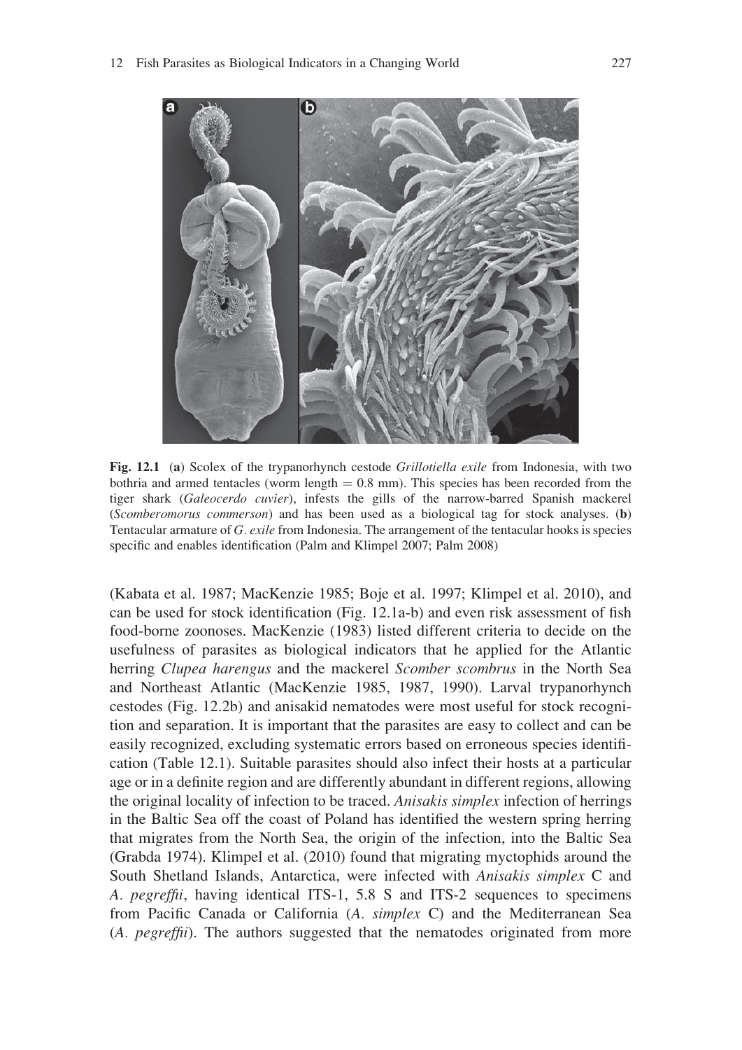**Fig. 12.1** (**a**) Scolex of the trypanorhynch cestode *Grillotiella exile* from Indonesia, with two bothria and armed tentacles (worm length = 0.8 mm). This species has been recorded from the tiger shark (*Galeocerdo cuvier*), infests the gills of the narrow-barred Spanish mackerel (*Scomberomorus commerson*) and has been used as a biological tag for stock analyses. (**b**) Tentacular armature of *G. exile* from Indonesia. The arrangement of the tentacular hooks is species specific and enables identification (Palm and Klimpel 2007; Palm 2008)

(Kabata et al. 1987; MacKenzie 1985; Boje et al. 1997; Klimpel et al. 2010), and can be used for stock identification (Fig. 12.1a-b) and even risk assessment of fish food-borne zoonoses. MacKenzie (1983) listed different criteria to decide on the usefulness of parasites as biological indicators that he applied for the Atlantic herring *Clupea harengus* and the mackerel *Scomber scombrus* in the North Sea and Northeast Atlantic (MacKenzie 1985, 1987, 1990). Larval trypanorhynch cestodes (Fig. 12.2b) and anisakid nematodes were most useful for stock recognition and separation. It is important that the parasites are easy to collect and can be easily recognized, excluding systematic errors based on erroneous species identification (Table 12.1). Suitable parasites should also infect their hosts at a particular age or in a definite region and are differently abundant in different regions, allowing the original locality of infection to be traced. *Anisakis simplex* infection of herrings in the Baltic Sea off the coast of Poland has identified the western spring herring that migrates from the North Sea, the origin of the infection, into the Baltic Sea (Grabda 1974). Klimpel et al. (2010) found that migrating myctophids around the South Shetland Islands, Antarctica, were infected with *Anisakis simplex* C and *A. pegreffii*, having identical ITS-1, 5.8 S and ITS-2 sequences to specimens from Pacific Canada or California (*A. simplex* C) and the Mediterranean Sea (*A. pegreffii*). The authors suggested that the nematodes originated from more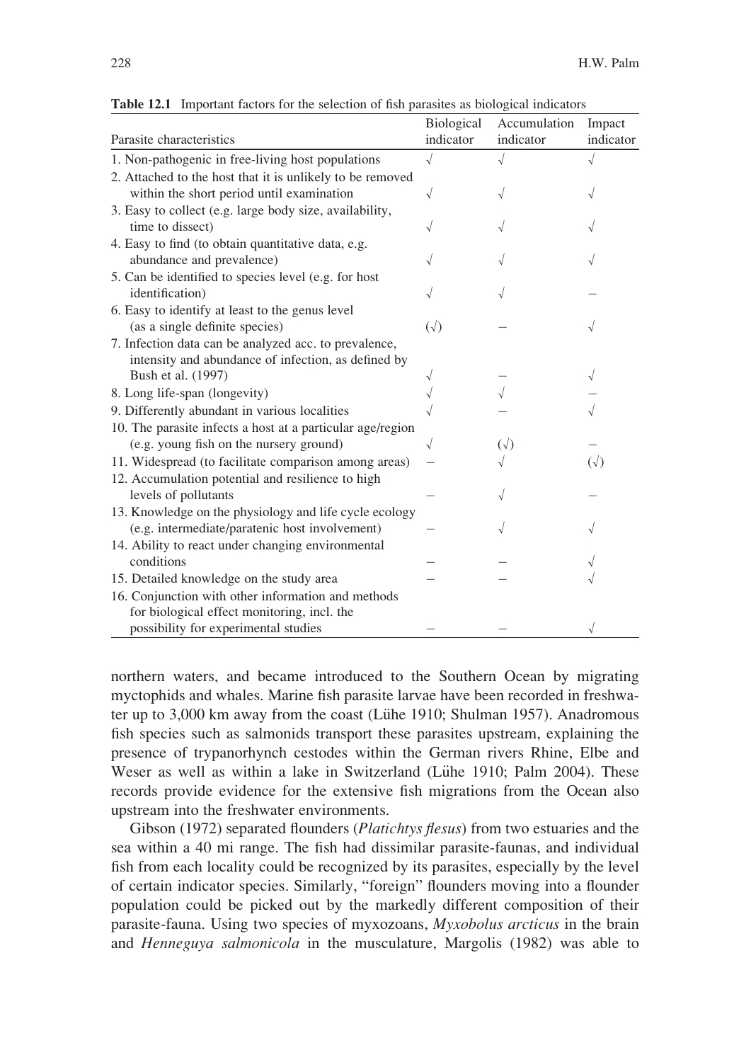**Table 12.1** Important factors for the selection of fish parasites as biological indicators

| Parasite characteristics | Biological indicator | Accumulation indicator | Impact indicator |
|---|---|---|---|
| 1. Non-pathogenic in free-living host populations | √ | √ | √ |
| 2. Attached to the host that it is unlikely to be removed within the short period until examination | √ | √ | √ |
| 3. Easy to collect (e.g. large body size, availability, time to dissect) | √ | √ | √ |
| 4. Easy to find (to obtain quantitative data, e.g. abundance and prevalence) | √ | √ | √ |
| 5. Can be identified to species level (e.g. for host identification) | √ | √ | – |
| 6. Easy to identify at least to the genus level (as a single definite species) | (√) | – | √ |
| 7. Infection data can be analyzed acc. to prevalence, intensity and abundance of infection, as defined by Bush et al. (1997) | √ | – | √ |
| 8. Long life-span (longevity) | √ | √ | – |
| 9. Differently abundant in various localities | √ | – | √ |
| 10. The parasite infects a host at a particular age/region (e.g. young fish on the nursery ground) | √ | (√) | – |
| 11. Widespread (to facilitate comparison among areas) | – | √ | (√) |
| 12. Accumulation potential and resilience to high levels of pollutants | – | √ | – |
| 13. Knowledge on the physiology and life cycle ecology (e.g. intermediate/paratenic host involvement) | – | √ | √ |
| 14. Ability to react under changing environmental conditions | – | – | √ |
| 15. Detailed knowledge on the study area | – | – | √ |
| 16. Conjunction with other information and methods for biological effect monitoring, incl. the possibility for experimental studies | – | – | √ |

northern waters, and became introduced to the Southern Ocean by migrating myctophids and whales. Marine fish parasite larvae have been recorded in freshwater up to 3,000 km away from the coast (Lühe 1910; Shulman 1957). Anadromous fish species such as salmonids transport these parasites upstream, explaining the presence of trypanorhynch cestodes within the German rivers Rhine, Elbe and Weser as well as within a lake in Switzerland (Lühe 1910; Palm 2004). These records provide evidence for the extensive fish migrations from the Ocean also upstream into the freshwater environments.

Gibson (1972) separated flounders (*Platichtys flesus*) from two estuaries and the sea within a 40 mi range. The fish had dissimilar parasite-faunas, and individual fish from each locality could be recognized by its parasites, especially by the level of certain indicator species. Similarly, "foreign" flounders moving into a flounder population could be picked out by the markedly different composition of their parasite-fauna. Using two species of myxozoans, *Myxobolus arcticus* in the brain and *Henneguya salmonicola* in the musculature, Margolis (1982) was able to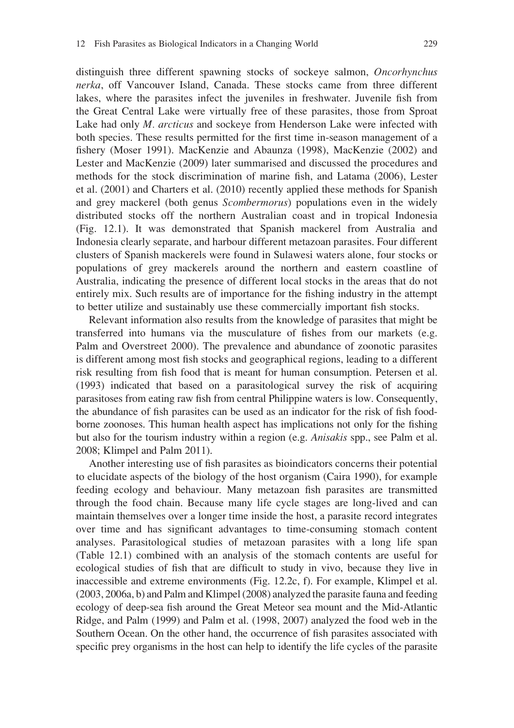distinguish three different spawning stocks of sockeye salmon, *Oncorhynchus nerka*, off Vancouver Island, Canada. These stocks came from three different lakes, where the parasites infect the juveniles in freshwater. Juvenile fish from the Great Central Lake were virtually free of these parasites, those from Sproat Lake had only *M. arcticus* and sockeye from Henderson Lake were infected with both species. These results permitted for the first time in-season management of a fishery (Moser 1991). MacKenzie and Abaunza (1998), MacKenzie (2002) and Lester and MacKenzie (2009) later summarised and discussed the procedures and methods for the stock discrimination of marine fish, and Latama (2006), Lester et al. (2001) and Charters et al. (2010) recently applied these methods for Spanish and grey mackerel (both genus *Scombermorus*) populations even in the widely distributed stocks off the northern Australian coast and in tropical Indonesia (Fig. 12.1). It was demonstrated that Spanish mackerel from Australia and Indonesia clearly separate, and harbour different metazoan parasites. Four different clusters of Spanish mackerels were found in Sulawesi waters alone, four stocks or populations of grey mackerels around the northern and eastern coastline of Australia, indicating the presence of different local stocks in the areas that do not entirely mix. Such results are of importance for the fishing industry in the attempt to better utilize and sustainably use these commercially important fish stocks.

Relevant information also results from the knowledge of parasites that might be transferred into humans via the musculature of fishes from our markets (e.g. Palm and Overstreet 2000). The prevalence and abundance of zoonotic parasites is different among most fish stocks and geographical regions, leading to a different risk resulting from fish food that is meant for human consumption. Petersen et al. (1993) indicated that based on a parasitological survey the risk of acquiring parasitoses from eating raw fish from central Philippine waters is low. Consequently, the abundance of fish parasites can be used as an indicator for the risk of fish food-borne zoonoses. This human health aspect has implications not only for the fishing but also for the tourism industry within a region (e.g. *Anisakis* spp., see Palm et al. 2008; Klimpel and Palm 2011).

Another interesting use of fish parasites as bioindicators concerns their potential to elucidate aspects of the biology of the host organism (Caira 1990), for example feeding ecology and behaviour. Many metazoan fish parasites are transmitted through the food chain. Because many life cycle stages are long-lived and can maintain themselves over a longer time inside the host, a parasite record integrates over time and has significant advantages to time-consuming stomach content analyses. Parasitological studies of metazoan parasites with a long life span (Table 12.1) combined with an analysis of the stomach contents are useful for ecological studies of fish that are difficult to study in vivo, because they live in inaccessible and extreme environments (Fig. 12.2c, f). For example, Klimpel et al. (2003, 2006a, b) and Palm and Klimpel (2008) analyzed the parasite fauna and feeding ecology of deep-sea fish around the Great Meteor sea mount and the Mid-Atlantic Ridge, and Palm (1999) and Palm et al. (1998, 2007) analyzed the food web in the Southern Ocean. On the other hand, the occurrence of fish parasites associated with specific prey organisms in the host can help to identify the life cycles of the parasite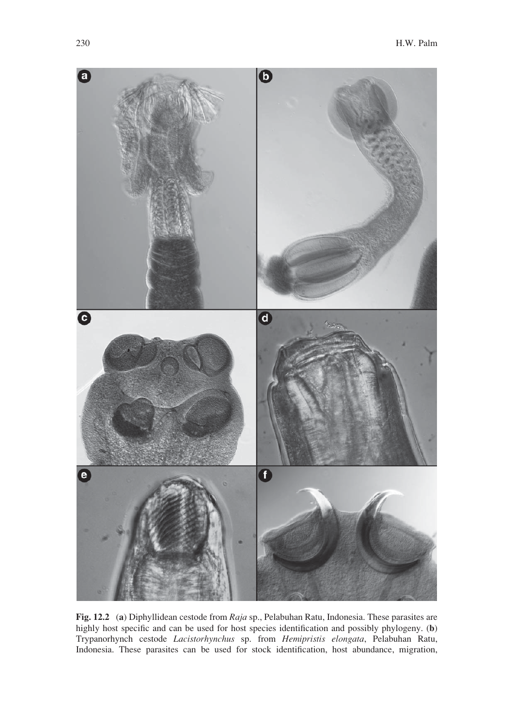**Fig. 12.2** (**a**) Diphyllidean cestode from *Raja* sp., Pelabuhan Ratu, Indonesia. These parasites are highly host specific and can be used for host species identification and possibly phylogeny. (**b**) Trypanorhynch cestode *Lacistorhynchus* sp. from *Hemipristis elongata*, Pelabuhan Ratu, Indonesia. These parasites can be used for stock identification, host abundance, migration,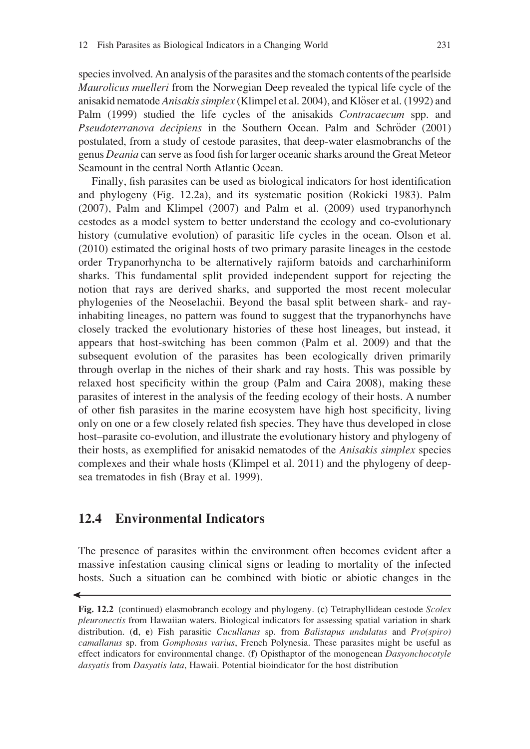species involved. An analysis of the parasites and the stomach contents of the pearlside *Maurolicus muelleri* from the Norwegian Deep revealed the typical life cycle of the anisakid nematode *Anisakis simplex* (Klimpel et al. 2004), and Klöser et al. (1992) and Palm (1999) studied the life cycles of the anisakids *Contracaecum* spp. and *Pseudoterranova decipiens* in the Southern Ocean. Palm and Schröder (2001) postulated, from a study of cestode parasites, that deep-water elasmobranchs of the genus *Deania* can serve as food fish for larger oceanic sharks around the Great Meteor Seamount in the central North Atlantic Ocean.

Finally, fish parasites can be used as biological indicators for host identification and phylogeny (Fig. 12.2a), and its systematic position (Rokicki 1983). Palm (2007), Palm and Klimpel (2007) and Palm et al. (2009) used trypanorhynch cestodes as a model system to better understand the ecology and co-evolutionary history (cumulative evolution) of parasitic life cycles in the ocean. Olson et al. (2010) estimated the original hosts of two primary parasite lineages in the cestode order Trypanorhyncha to be alternatively rajiform batoids and carcharhiniform sharks. This fundamental split provided independent support for rejecting the notion that rays are derived sharks, and supported the most recent molecular phylogenies of the Neoselachii. Beyond the basal split between shark- and ray-inhabiting lineages, no pattern was found to suggest that the trypanorhynchs have closely tracked the evolutionary histories of these host lineages, but instead, it appears that host-switching has been common (Palm et al. 2009) and that the subsequent evolution of the parasites has been ecologically driven primarily through overlap in the niches of their shark and ray hosts. This was possible by relaxed host specificity within the group (Palm and Caira 2008), making these parasites of interest in the analysis of the feeding ecology of their hosts. A number of other fish parasites in the marine ecosystem have high host specificity, living only on one or a few closely related fish species. They have thus developed in close host–parasite co-evolution, and illustrate the evolutionary history and phylogeny of their hosts, as exemplified for anisakid nematodes of the *Anisakis simplex* species complexes and their whale hosts (Klimpel et al. 2011) and the phylogeny of deep-sea trematodes in fish (Bray et al. 1999).

## 12.4 Environmental Indicators

The presence of parasites within the environment often becomes evident after a massive infestation causing clinical signs or leading to mortality of the infected hosts. Such a situation can be combined with biotic or abiotic changes in the

**Fig. 12.2** (continued) elasmobranch ecology and phylogeny. (**c**) Tetraphyllidean cestode *Scolex pleuronectis* from Hawaiian waters. Biological indicators for assessing spatial variation in shark distribution. (**d**, **e**) Fish parasitic *Cucullanus* sp. from *Balistapus undulatus* and *Pro(spiro) camallanus* sp. from *Gomphosus varius*, French Polynesia. These parasites might be useful as effect indicators for environmental change. (**f**) Opisthaptor of the monogenean *Dasyonchocotyle dasyatis* from *Dasyatis lata*, Hawaii. Potential bioindicator for the host distribution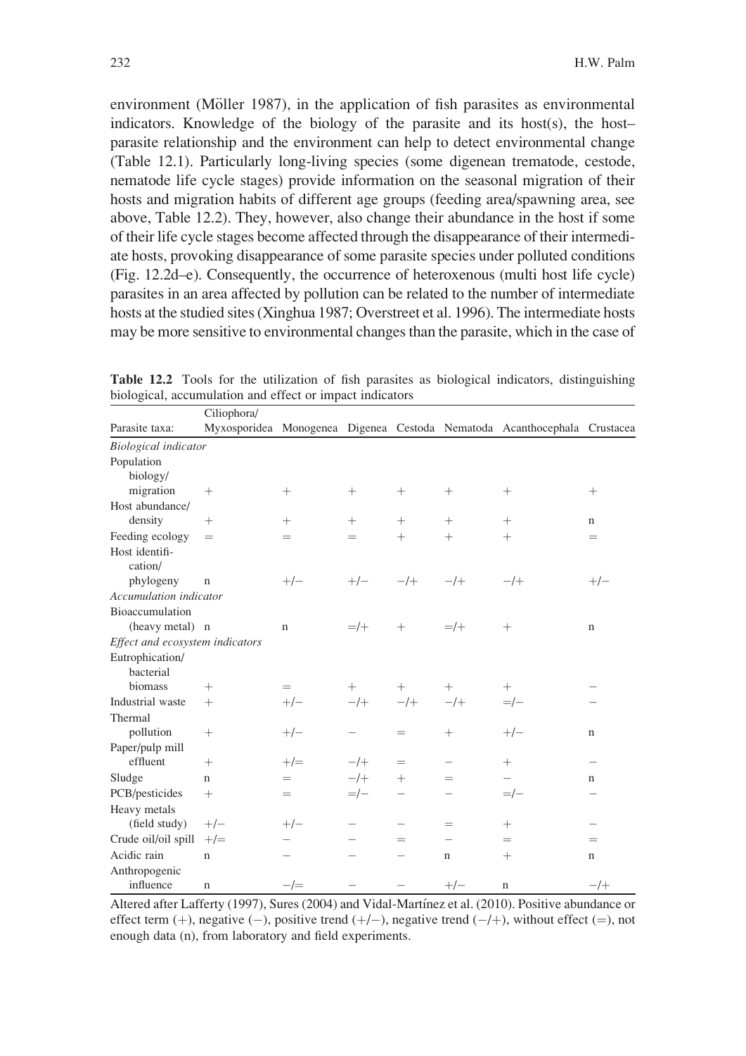environment (Möller 1987), in the application of fish parasites as environmental indicators. Knowledge of the biology of the parasite and its host(s), the host–parasite relationship and the environment can help to detect environmental change (Table 12.1). Particularly long-living species (some digenean trematode, cestode, nematode life cycle stages) provide information on the seasonal migration of their hosts and migration habits of different age groups (feeding area/spawning area, see above, Table 12.2). They, however, also change their abundance in the host if some of their life cycle stages become affected through the disappearance of their intermediate hosts, provoking disappearance of some parasite species under polluted conditions (Fig. 12.2d–e). Consequently, the occurrence of heteroxenous (multi host life cycle) parasites in an area affected by pollution can be related to the number of intermediate hosts at the studied sites (Xinghua 1987; Overstreet et al. 1996). The intermediate hosts may be more sensitive to environmental changes than the parasite, which in the case of

**Table 12.2** Tools for the utilization of fish parasites as biological indicators, distinguishing biological, accumulation and effect or impact indicators

| Parasite taxa: | Ciliophora/ Myxosporidea | Monogenea | Digenea | Cestoda | Nematoda | Acanthocephala | Crustacea |
|---|---|---|---|---|---|---|---|
| *Biological indicator* | | | | | | | |
| Population biology/ migration | + | + | + | + | + | + | + |
| Host abundance/ density | + | + | + | + | + | + | n |
| Feeding ecology | = | = | = | + | + | + | = |
| Host identification/ phylogeny | n | +/− | +/− | −/+ | −/+ | −/+ | +/− |
| *Accumulation indicator* | | | | | | | |
| Bioaccumulation (heavy metal) | n | n | =/+ | + | =/+ | + | n |
| *Effect and ecosystem indicators* | | | | | | | |
| Eutrophication/ bacterial biomass | + | = | + | + | + | + | − |
| Industrial waste | + | +/− | −/+ | −/+ | −/+ | =/− | − |
| Thermal pollution | + | +/− | − | = | + | +/− | n |
| Paper/pulp mill effluent | + | +/= | −/+ | = | − | + | − |
| Sludge | n | = | −/+ | + | = | − | n |
| PCB/pesticides | + | = | =/− | − | − | =/− | − |
| Heavy metals (field study) | +/− | +/− | − | − | = | + | − |
| Crude oil/oil spill | +/= | − | − | = | − | = | = |
| Acidic rain | n | − | − | − | n | + | n |
| Anthropogenic influence | n | −/= | − | − | +/− | n | −/+ |

Altered after Lafferty (1997), Sures (2004) and Vidal-Martínez et al. (2010). Positive abundance or effect term (+), negative (−), positive trend (+/−), negative trend (−/+), without effect (=), not enough data (n), from laboratory and field experiments.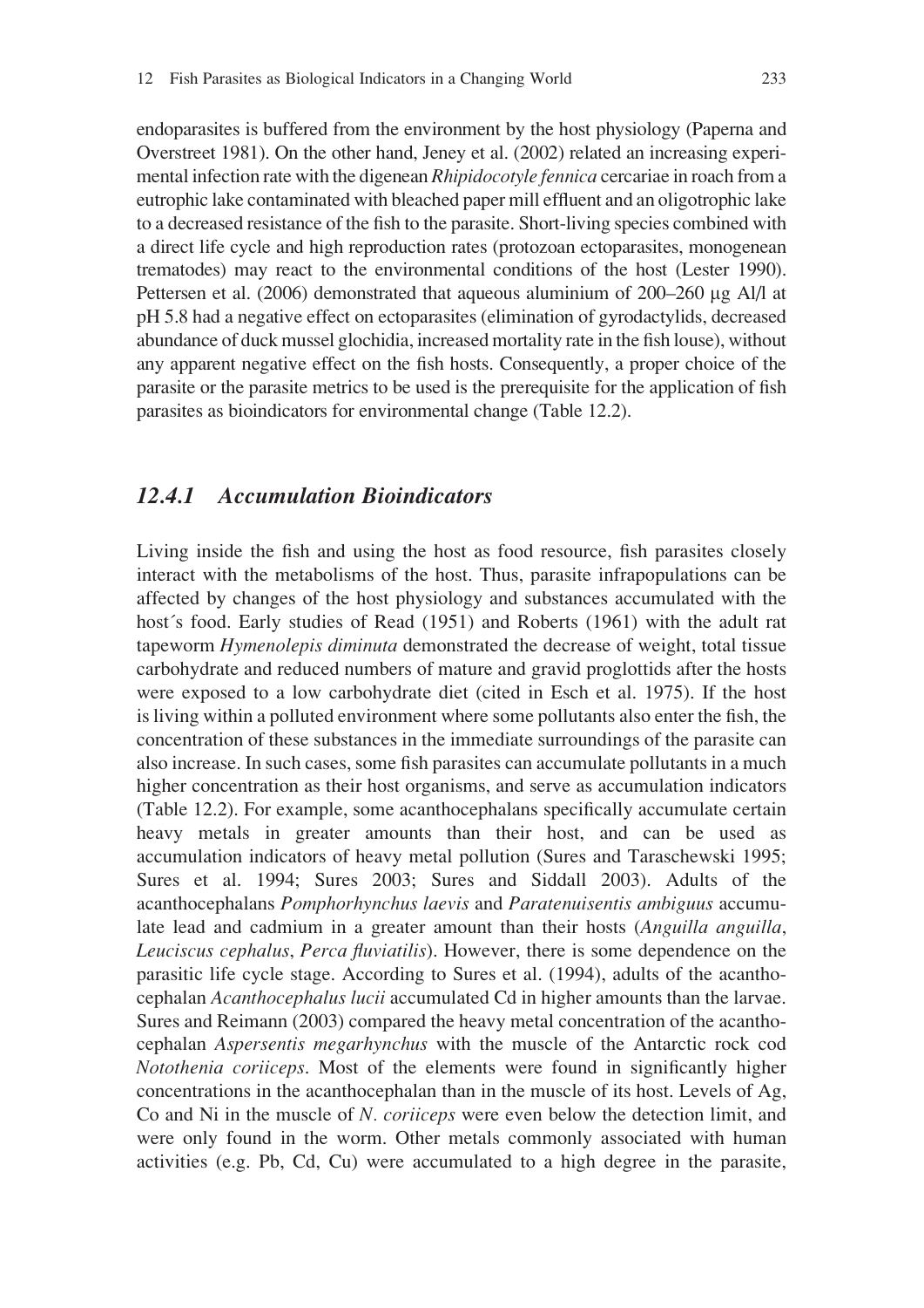endoparasites is buffered from the environment by the host physiology (Paperna and Overstreet 1981). On the other hand, Jeney et al. (2002) related an increasing experimental infection rate with the digenean *Rhipidocotyle fennica* cercariae in roach from a eutrophic lake contaminated with bleached paper mill effluent and an oligotrophic lake to a decreased resistance of the fish to the parasite. Short-living species combined with a direct life cycle and high reproduction rates (protozoan ectoparasites, monogenean trematodes) may react to the environmental conditions of the host (Lester 1990). Pettersen et al. (2006) demonstrated that aqueous aluminium of 200–260 μg Al/l at pH 5.8 had a negative effect on ectoparasites (elimination of gyrodactylids, decreased abundance of duck mussel glochidia, increased mortality rate in the fish louse), without any apparent negative effect on the fish hosts. Consequently, a proper choice of the parasite or the parasite metrics to be used is the prerequisite for the application of fish parasites as bioindicators for environmental change (Table 12.2).

### 12.4.1 Accumulation Bioindicators

Living inside the fish and using the host as food resource, fish parasites closely interact with the metabolisms of the host. Thus, parasite infrapopulations can be affected by changes of the host physiology and substances accumulated with the host´s food. Early studies of Read (1951) and Roberts (1961) with the adult rat tapeworm *Hymenolepis diminuta* demonstrated the decrease of weight, total tissue carbohydrate and reduced numbers of mature and gravid proglottids after the hosts were exposed to a low carbohydrate diet (cited in Esch et al. 1975). If the host is living within a polluted environment where some pollutants also enter the fish, the concentration of these substances in the immediate surroundings of the parasite can also increase. In such cases, some fish parasites can accumulate pollutants in a much higher concentration as their host organisms, and serve as accumulation indicators (Table 12.2). For example, some acanthocephalans specifically accumulate certain heavy metals in greater amounts than their host, and can be used as accumulation indicators of heavy metal pollution (Sures and Taraschewski 1995; Sures et al. 1994; Sures 2003; Sures and Siddall 2003). Adults of the acanthocephalans *Pomphorhynchus laevis* and *Paratenuisentis ambiguus* accumulate lead and cadmium in a greater amount than their hosts (*Anguilla anguilla*, *Leuciscus cephalus*, *Perca fluviatilis*). However, there is some dependence on the parasitic life cycle stage. According to Sures et al. (1994), adults of the acanthocephalan *Acanthocephalus lucii* accumulated Cd in higher amounts than the larvae. Sures and Reimann (2003) compared the heavy metal concentration of the acanthocephalan *Aspersentis megarhynchus* with the muscle of the Antarctic rock cod *Notothenia coriiceps*. Most of the elements were found in significantly higher concentrations in the acanthocephalan than in the muscle of its host. Levels of Ag, Co and Ni in the muscle of *N. coriiceps* were even below the detection limit, and were only found in the worm. Other metals commonly associated with human activities (e.g. Pb, Cd, Cu) were accumulated to a high degree in the parasite,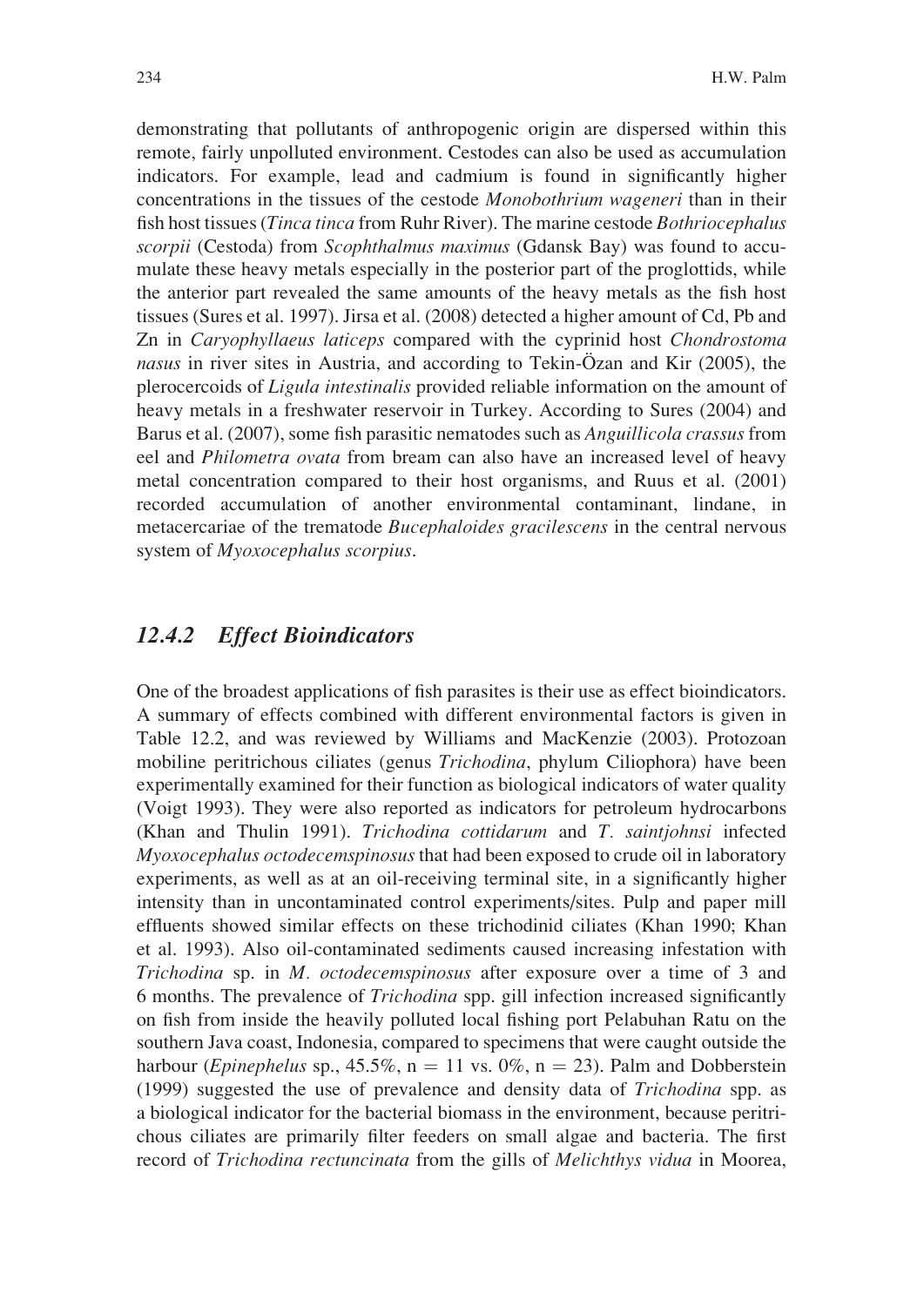demonstrating that pollutants of anthropogenic origin are dispersed within this remote, fairly unpolluted environment. Cestodes can also be used as accumulation indicators. For example, lead and cadmium is found in significantly higher concentrations in the tissues of the cestode *Monobothrium wageneri* than in their fish host tissues (*Tinca tinca* from Ruhr River). The marine cestode *Bothriocephalus scorpii* (Cestoda) from *Scophthalmus maximus* (Gdansk Bay) was found to accumulate these heavy metals especially in the posterior part of the proglottids, while the anterior part revealed the same amounts of the heavy metals as the fish host tissues (Sures et al. 1997). Jirsa et al. (2008) detected a higher amount of Cd, Pb and Zn in *Caryophyllaeus laticeps* compared with the cyprinid host *Chondrostoma nasus* in river sites in Austria, and according to Tekin-Özan and Kir (2005), the plerocercoids of *Ligula intestinalis* provided reliable information on the amount of heavy metals in a freshwater reservoir in Turkey. According to Sures (2004) and Barus et al. (2007), some fish parasitic nematodes such as *Anguillicola crassus* from eel and *Philometra ovata* from bream can also have an increased level of heavy metal concentration compared to their host organisms, and Ruus et al. (2001) recorded accumulation of another environmental contaminant, lindane, in metacercariae of the trematode *Bucephaloides gracilescens* in the central nervous system of *Myoxocephalus scorpius*.

### 12.4.2 Effect Bioindicators

One of the broadest applications of fish parasites is their use as effect bioindicators. A summary of effects combined with different environmental factors is given in Table 12.2, and was reviewed by Williams and MacKenzie (2003). Protozoan mobiline peritrichous ciliates (genus *Trichodina*, phylum Ciliophora) have been experimentally examined for their function as biological indicators of water quality (Voigt 1993). They were also reported as indicators for petroleum hydrocarbons (Khan and Thulin 1991). *Trichodina cottidarum* and *T. saintjohnsi* infected *Myoxocephalus octodecemspinosus* that had been exposed to crude oil in laboratory experiments, as well as at an oil-receiving terminal site, in a significantly higher intensity than in uncontaminated control experiments/sites. Pulp and paper mill effluents showed similar effects on these trichodinid ciliates (Khan 1990; Khan et al. 1993). Also oil-contaminated sediments caused increasing infestation with *Trichodina* sp. in *M. octodecemspinosus* after exposure over a time of 3 and 6 months. The prevalence of *Trichodina* spp. gill infection increased significantly on fish from inside the heavily polluted local fishing port Pelabuhan Ratu on the southern Java coast, Indonesia, compared to specimens that were caught outside the harbour (*Epinephelus* sp., 45.5%, $n = 11$ vs. 0%, $n = 23$). Palm and Dobberstein (1999) suggested the use of prevalence and density data of *Trichodina* spp. as a biological indicator for the bacterial biomass in the environment, because peritrichous ciliates are primarily filter feeders on small algae and bacteria. The first record of *Trichodina rectuncinata* from the gills of *Melichthys vidua* in Moorea,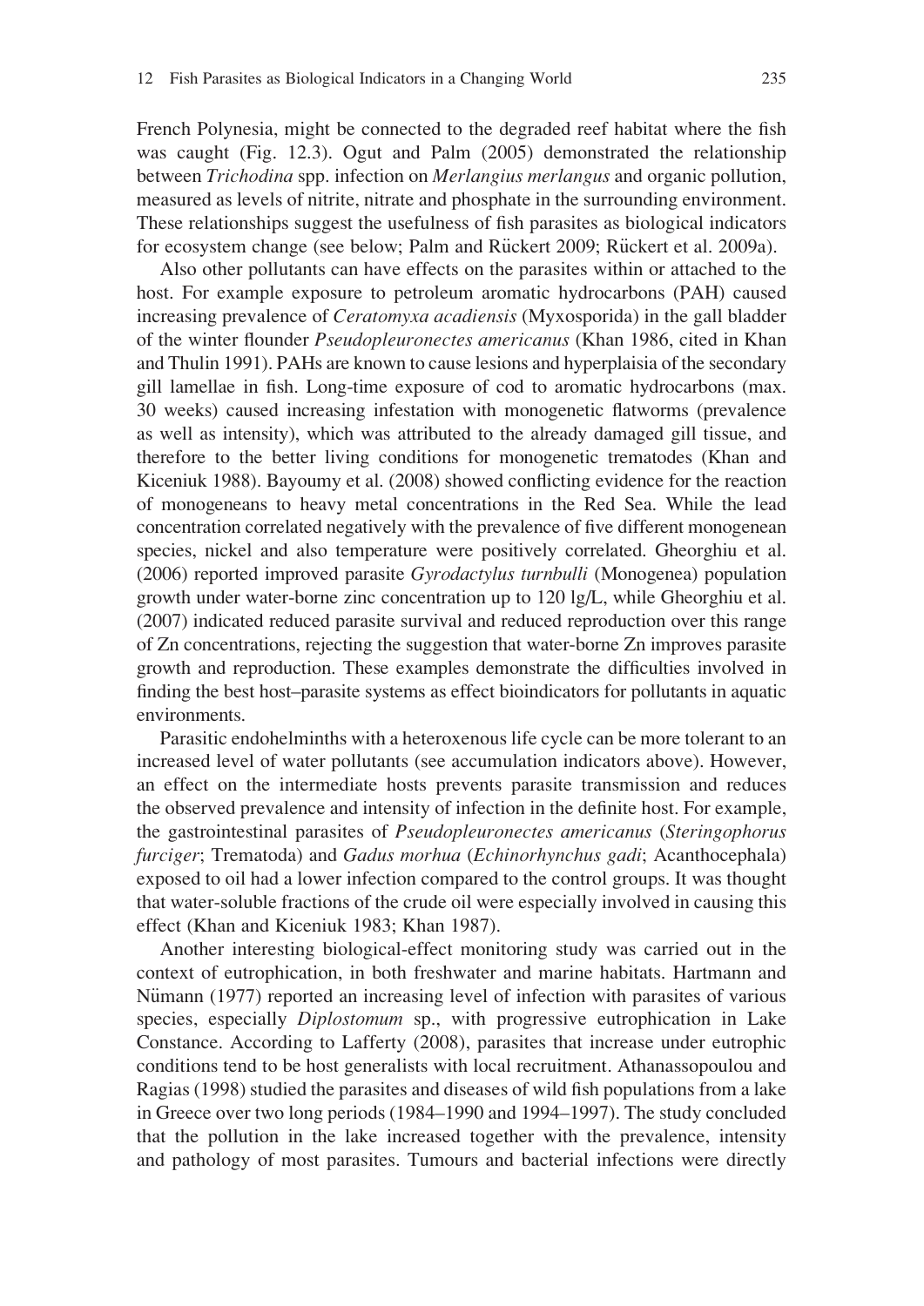French Polynesia, might be connected to the degraded reef habitat where the fish was caught (Fig. 12.3). Ogut and Palm (2005) demonstrated the relationship between *Trichodina* spp. infection on *Merlangius merlangus* and organic pollution, measured as levels of nitrite, nitrate and phosphate in the surrounding environment. These relationships suggest the usefulness of fish parasites as biological indicators for ecosystem change (see below; Palm and Rückert 2009; Rückert et al. 2009a).

Also other pollutants can have effects on the parasites within or attached to the host. For example exposure to petroleum aromatic hydrocarbons (PAH) caused increasing prevalence of *Ceratomyxa acadiensis* (Myxosporida) in the gall bladder of the winter flounder *Pseudopleuronectes americanus* (Khan 1986, cited in Khan and Thulin 1991). PAHs are known to cause lesions and hyperplaisia of the secondary gill lamellae in fish. Long-time exposure of cod to aromatic hydrocarbons (max. 30 weeks) caused increasing infestation with monogenetic flatworms (prevalence as well as intensity), which was attributed to the already damaged gill tissue, and therefore to the better living conditions for monogenetic trematodes (Khan and Kiceniuk 1988). Bayoumy et al. (2008) showed conflicting evidence for the reaction of monogeneans to heavy metal concentrations in the Red Sea. While the lead concentration correlated negatively with the prevalence of five different monogenean species, nickel and also temperature were positively correlated. Gheorghiu et al. (2006) reported improved parasite *Gyrodactylus turnbulli* (Monogenea) population growth under water-borne zinc concentration up to 120 lg/L, while Gheorghiu et al. (2007) indicated reduced parasite survival and reduced reproduction over this range of Zn concentrations, rejecting the suggestion that water-borne Zn improves parasite growth and reproduction. These examples demonstrate the difficulties involved in finding the best host–parasite systems as effect bioindicators for pollutants in aquatic environments.

Parasitic endohelminths with a heteroxenous life cycle can be more tolerant to an increased level of water pollutants (see accumulation indicators above). However, an effect on the intermediate hosts prevents parasite transmission and reduces the observed prevalence and intensity of infection in the definite host. For example, the gastrointestinal parasites of *Pseudopleuronectes americanus* (*Steringophorus furciger*; Trematoda) and *Gadus morhua* (*Echinorhynchus gadi*; Acanthocephala) exposed to oil had a lower infection compared to the control groups. It was thought that water-soluble fractions of the crude oil were especially involved in causing this effect (Khan and Kiceniuk 1983; Khan 1987).

Another interesting biological-effect monitoring study was carried out in the context of eutrophication, in both freshwater and marine habitats. Hartmann and Nümann (1977) reported an increasing level of infection with parasites of various species, especially *Diplostomum* sp., with progressive eutrophication in Lake Constance. According to Lafferty (2008), parasites that increase under eutrophic conditions tend to be host generalists with local recruitment. Athanassopoulou and Ragias (1998) studied the parasites and diseases of wild fish populations from a lake in Greece over two long periods (1984–1990 and 1994–1997). The study concluded that the pollution in the lake increased together with the prevalence, intensity and pathology of most parasites. Tumours and bacterial infections were directly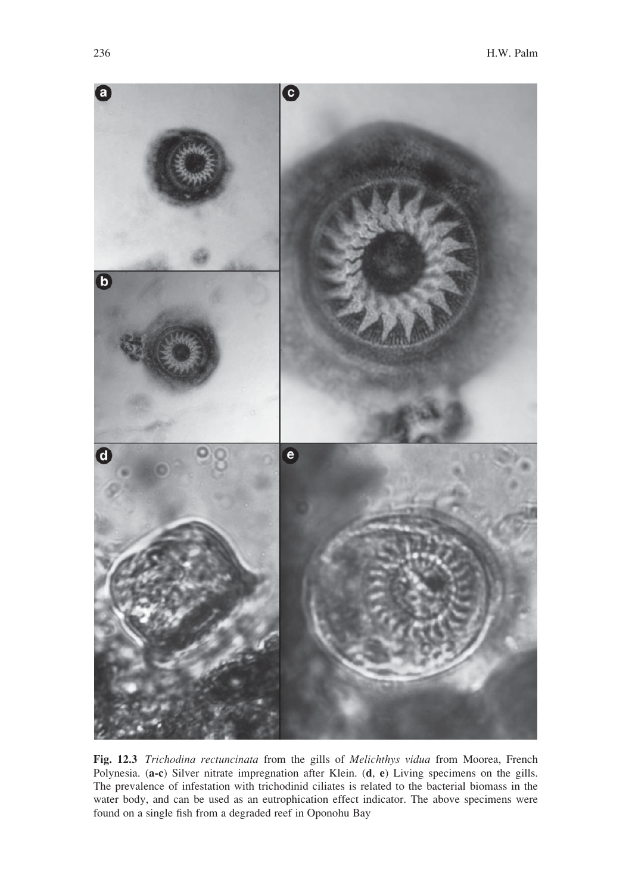**Fig. 12.3** *Trichodina rectuncinata* from the gills of *Melichthys vidua* from Moorea, French Polynesia. (**a-c**) Silver nitrate impregnation after Klein. (**d**, **e**) Living specimens on the gills. The prevalence of infestation with trichodinid ciliates is related to the bacterial biomass in the water body, and can be used as an eutrophication effect indicator. The above specimens were found on a single fish from a degraded reef in Oponohu Bay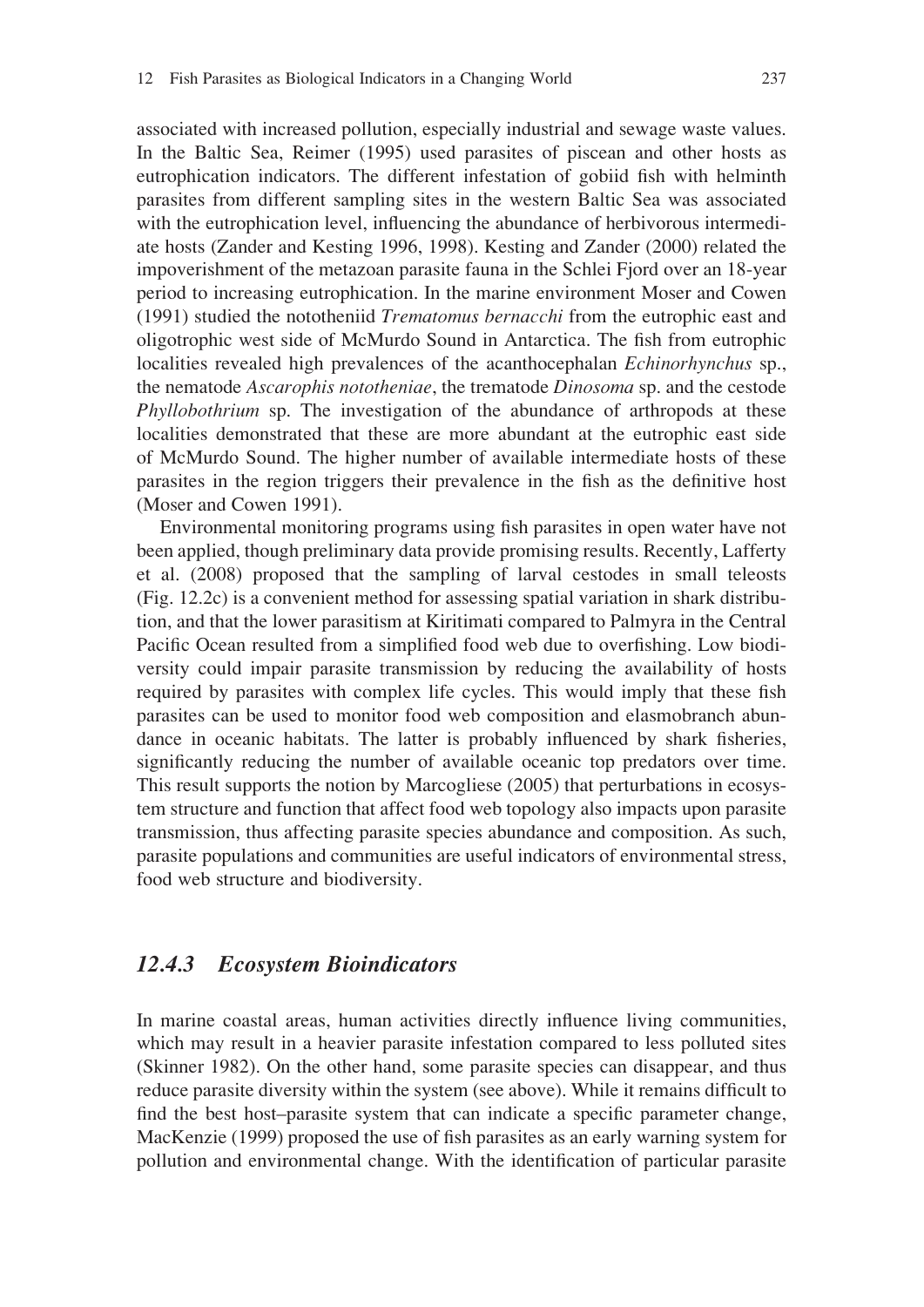associated with increased pollution, especially industrial and sewage waste values. In the Baltic Sea, Reimer (1995) used parasites of piscean and other hosts as eutrophication indicators. The different infestation of gobiid fish with helminth parasites from different sampling sites in the western Baltic Sea was associated with the eutrophication level, influencing the abundance of herbivorous intermediate hosts (Zander and Kesting 1996, 1998). Kesting and Zander (2000) related the impoverishment of the metazoan parasite fauna in the Schlei Fjord over an 18-year period to increasing eutrophication. In the marine environment Moser and Cowen (1991) studied the nototheniid *Trematomus bernacchi* from the eutrophic east and oligotrophic west side of McMurdo Sound in Antarctica. The fish from eutrophic localities revealed high prevalences of the acanthocephalan *Echinorhynchus* sp., the nematode *Ascarophis nototheniae*, the trematode *Dinosoma* sp. and the cestode *Phyllobothrium* sp. The investigation of the abundance of arthropods at these localities demonstrated that these are more abundant at the eutrophic east side of McMurdo Sound. The higher number of available intermediate hosts of these parasites in the region triggers their prevalence in the fish as the definitive host (Moser and Cowen 1991).

Environmental monitoring programs using fish parasites in open water have not been applied, though preliminary data provide promising results. Recently, Lafferty et al. (2008) proposed that the sampling of larval cestodes in small teleosts (Fig. 12.2c) is a convenient method for assessing spatial variation in shark distribution, and that the lower parasitism at Kiritimati compared to Palmyra in the Central Pacific Ocean resulted from a simplified food web due to overfishing. Low biodiversity could impair parasite transmission by reducing the availability of hosts required by parasites with complex life cycles. This would imply that these fish parasites can be used to monitor food web composition and elasmobranch abundance in oceanic habitats. The latter is probably influenced by shark fisheries, significantly reducing the number of available oceanic top predators over time. This result supports the notion by Marcogliese (2005) that perturbations in ecosystem structure and function that affect food web topology also impacts upon parasite transmission, thus affecting parasite species abundance and composition. As such, parasite populations and communities are useful indicators of environmental stress, food web structure and biodiversity.

### *12.4.3 Ecosystem Bioindicators*

In marine coastal areas, human activities directly influence living communities, which may result in a heavier parasite infestation compared to less polluted sites (Skinner 1982). On the other hand, some parasite species can disappear, and thus reduce parasite diversity within the system (see above). While it remains difficult to find the best host–parasite system that can indicate a specific parameter change, MacKenzie (1999) proposed the use of fish parasites as an early warning system for pollution and environmental change. With the identification of particular parasite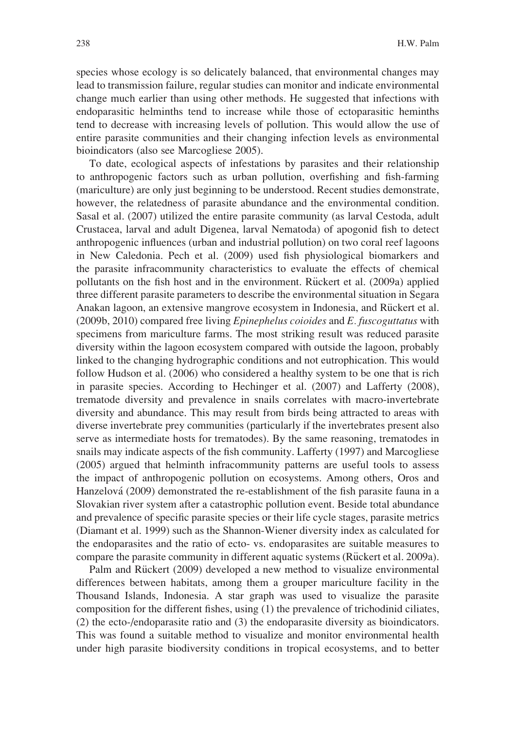species whose ecology is so delicately balanced, that environmental changes may lead to transmission failure, regular studies can monitor and indicate environmental change much earlier than using other methods. He suggested that infections with endoparasitic helminths tend to increase while those of ectoparasitic heminths tend to decrease with increasing levels of pollution. This would allow the use of entire parasite communities and their changing infection levels as environmental bioindicators (also see Marcogliese 2005).

To date, ecological aspects of infestations by parasites and their relationship to anthropogenic factors such as urban pollution, overfishing and fish-farming (mariculture) are only just beginning to be understood. Recent studies demonstrate, however, the relatedness of parasite abundance and the environmental condition. Sasal et al. (2007) utilized the entire parasite community (as larval Cestoda, adult Crustacea, larval and adult Digenea, larval Nematoda) of apogonid fish to detect anthropogenic influences (urban and industrial pollution) on two coral reef lagoons in New Caledonia. Pech et al. (2009) used fish physiological biomarkers and the parasite infracommunity characteristics to evaluate the effects of chemical pollutants on the fish host and in the environment. Rückert et al. (2009a) applied three different parasite parameters to describe the environmental situation in Segara Anakan lagoon, an extensive mangrove ecosystem in Indonesia, and Rückert et al. (2009b, 2010) compared free living *Epinephelus coioides* and *E. fuscoguttatus* with specimens from mariculture farms. The most striking result was reduced parasite diversity within the lagoon ecosystem compared with outside the lagoon, probably linked to the changing hydrographic conditions and not eutrophication. This would follow Hudson et al. (2006) who considered a healthy system to be one that is rich in parasite species. According to Hechinger et al. (2007) and Lafferty (2008), trematode diversity and prevalence in snails correlates with macro-invertebrate diversity and abundance. This may result from birds being attracted to areas with diverse invertebrate prey communities (particularly if the invertebrates present also serve as intermediate hosts for trematodes). By the same reasoning, trematodes in snails may indicate aspects of the fish community. Lafferty (1997) and Marcogliese (2005) argued that helminth infracommunity patterns are useful tools to assess the impact of anthropogenic pollution on ecosystems. Among others, Oros and Hanzelová (2009) demonstrated the re-establishment of the fish parasite fauna in a Slovakian river system after a catastrophic pollution event. Beside total abundance and prevalence of specific parasite species or their life cycle stages, parasite metrics (Diamant et al. 1999) such as the Shannon-Wiener diversity index as calculated for the endoparasites and the ratio of ecto- vs. endoparasites are suitable measures to compare the parasite community in different aquatic systems (Rückert et al. 2009a).

Palm and Rückert (2009) developed a new method to visualize environmental differences between habitats, among them a grouper mariculture facility in the Thousand Islands, Indonesia. A star graph was used to visualize the parasite composition for the different fishes, using (1) the prevalence of trichodinid ciliates, (2) the ecto-/endoparasite ratio and (3) the endoparasite diversity as bioindicators. This was found a suitable method to visualize and monitor environmental health under high parasite biodiversity conditions in tropical ecosystems, and to better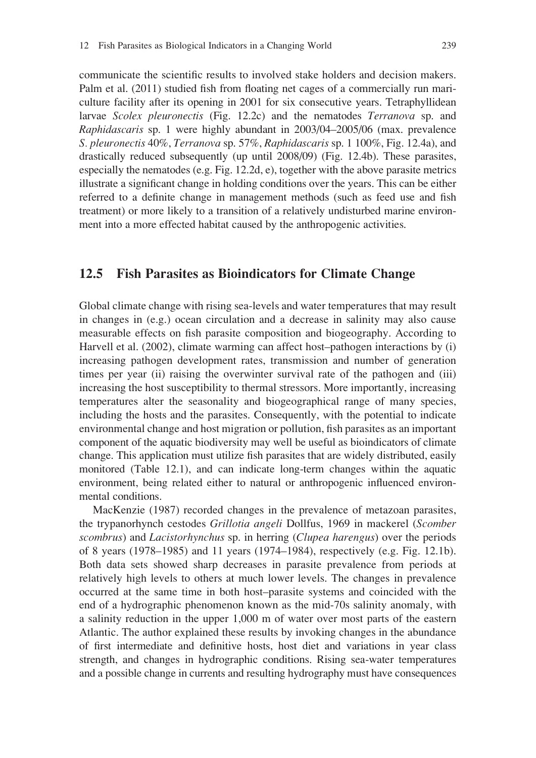communicate the scientific results to involved stake holders and decision makers. Palm et al. (2011) studied fish from floating net cages of a commercially run mariculture facility after its opening in 2001 for six consecutive years. Tetraphyllidean larvae *Scolex pleuronectis* (Fig. 12.2c) and the nematodes *Terranova* sp. and *Raphidascaris* sp. 1 were highly abundant in 2003/04–2005/06 (max. prevalence *S. pleuronectis* 40%, *Terranova* sp. 57%, *Raphidascaris* sp. 1 100%, Fig. 12.4a), and drastically reduced subsequently (up until 2008/09) (Fig. 12.4b). These parasites, especially the nematodes (e.g. Fig. 12.2d, e), together with the above parasite metrics illustrate a significant change in holding conditions over the years. This can be either referred to a definite change in management methods (such as feed use and fish treatment) or more likely to a transition of a relatively undisturbed marine environment into a more effected habitat caused by the anthropogenic activities.

## 12.5 Fish Parasites as Bioindicators for Climate Change

Global climate change with rising sea-levels and water temperatures that may result in changes in (e.g.) ocean circulation and a decrease in salinity may also cause measurable effects on fish parasite composition and biogeography. According to Harvell et al. (2002), climate warming can affect host–pathogen interactions by (i) increasing pathogen development rates, transmission and number of generation times per year (ii) raising the overwinter survival rate of the pathogen and (iii) increasing the host susceptibility to thermal stressors. More importantly, increasing temperatures alter the seasonality and biogeographical range of many species, including the hosts and the parasites. Consequently, with the potential to indicate environmental change and host migration or pollution, fish parasites as an important component of the aquatic biodiversity may well be useful as bioindicators of climate change. This application must utilize fish parasites that are widely distributed, easily monitored (Table 12.1), and can indicate long-term changes within the aquatic environment, being related either to natural or anthropogenic influenced environmental conditions.

MacKenzie (1987) recorded changes in the prevalence of metazoan parasites, the trypanorhynch cestodes *Grillotia angeli* Dollfus, 1969 in mackerel (*Scomber scombrus*) and *Lacistorhynchus* sp. in herring (*Clupea harengus*) over the periods of 8 years (1978–1985) and 11 years (1974–1984), respectively (e.g. Fig. 12.1b). Both data sets showed sharp decreases in parasite prevalence from periods at relatively high levels to others at much lower levels. The changes in prevalence occurred at the same time in both host–parasite systems and coincided with the end of a hydrographic phenomenon known as the mid-70s salinity anomaly, with a salinity reduction in the upper 1,000 m of water over most parts of the eastern Atlantic. The author explained these results by invoking changes in the abundance of first intermediate and definitive hosts, host diet and variations in year class strength, and changes in hydrographic conditions. Rising sea-water temperatures and a possible change in currents and resulting hydrography must have consequences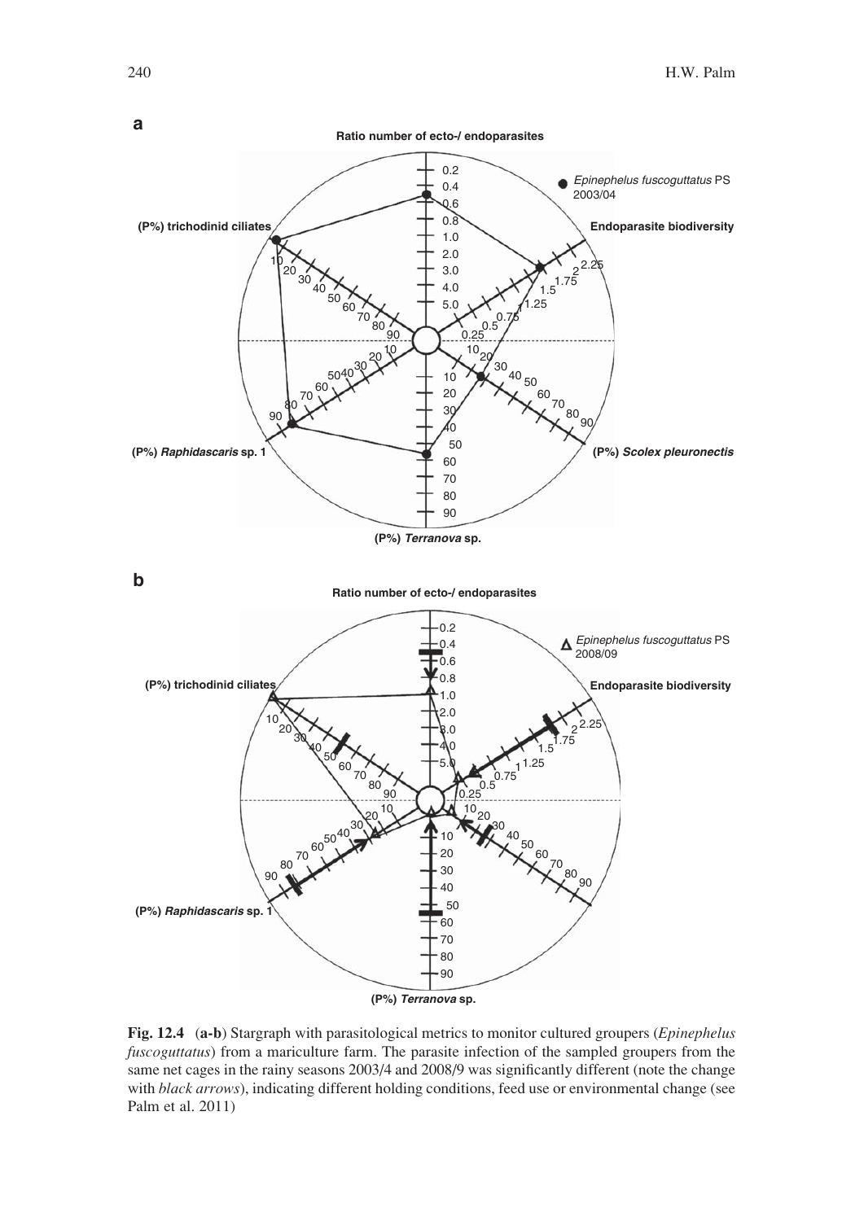**a**

Ratio number of ecto-/ endoparasites

Endoparasite biodiversity

(P%) *Scolex pleuronectis*

(P%) *Terranova* sp.

(P%) *Raphidascaris* sp. 1

(P%) trichodinid ciliates

● *Epinephelus fuscoguttatus* PS 2003/04

**b**

Ratio number of ecto-/ endoparasites

Endoparasite biodiversity

(P%) *Terranova* sp.

(P%) *Raphidascaris* sp. 1

(P%) trichodinid ciliates

Δ *Epinephelus fuscoguttatus* PS 2008/09

**Fig. 12.4** (**a-b**) Stargraph with parasitological metrics to monitor cultured groupers (*Epinephelus fuscoguttatus*) from a mariculture farm. The parasite infection of the sampled groupers from the same net cages in the rainy seasons 2003/4 and 2008/9 was significantly different (note the change with *black arrows*), indicating different holding conditions, feed use or environmental change (see Palm et al. 2011)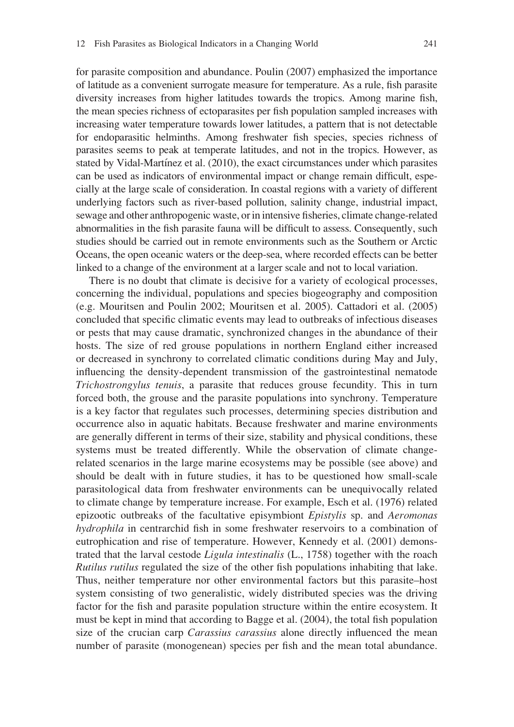for parasite composition and abundance. Poulin (2007) emphasized the importance of latitude as a convenient surrogate measure for temperature. As a rule, fish parasite diversity increases from higher latitudes towards the tropics. Among marine fish, the mean species richness of ectoparasites per fish population sampled increases with increasing water temperature towards lower latitudes, a pattern that is not detectable for endoparasitic helminths. Among freshwater fish species, species richness of parasites seems to peak at temperate latitudes, and not in the tropics. However, as stated by Vidal-Martínez et al. (2010), the exact circumstances under which parasites can be used as indicators of environmental impact or change remain difficult, especially at the large scale of consideration. In coastal regions with a variety of different underlying factors such as river-based pollution, salinity change, industrial impact, sewage and other anthropogenic waste, or in intensive fisheries, climate change-related abnormalities in the fish parasite fauna will be difficult to assess. Consequently, such studies should be carried out in remote environments such as the Southern or Arctic Oceans, the open oceanic waters or the deep-sea, where recorded effects can be better linked to a change of the environment at a larger scale and not to local variation.

There is no doubt that climate is decisive for a variety of ecological processes, concerning the individual, populations and species biogeography and composition (e.g. Mouritsen and Poulin 2002; Mouritsen et al. 2005). Cattadori et al. (2005) concluded that specific climatic events may lead to outbreaks of infectious diseases or pests that may cause dramatic, synchronized changes in the abundance of their hosts. The size of red grouse populations in northern England either increased or decreased in synchrony to correlated climatic conditions during May and July, influencing the density-dependent transmission of the gastrointestinal nematode *Trichostrongylus tenuis*, a parasite that reduces grouse fecundity. This in turn forced both, the grouse and the parasite populations into synchrony. Temperature is a key factor that regulates such processes, determining species distribution and occurrence also in aquatic habitats. Because freshwater and marine environments are generally different in terms of their size, stability and physical conditions, these systems must be treated differently. While the observation of climate change-related scenarios in the large marine ecosystems may be possible (see above) and should be dealt with in future studies, it has to be questioned how small-scale parasitological data from freshwater environments can be unequivocally related to climate change by temperature increase. For example, Esch et al. (1976) related epizootic outbreaks of the facultative episymbiont *Epistylis* sp. and *Aeromonas hydrophila* in centrarchid fish in some freshwater reservoirs to a combination of eutrophication and rise of temperature. However, Kennedy et al. (2001) demonstrated that the larval cestode *Ligula intestinalis* (L., 1758) together with the roach *Rutilus rutilus* regulated the size of the other fish populations inhabiting that lake. Thus, neither temperature nor other environmental factors but this parasite–host system consisting of two generalistic, widely distributed species was the driving factor for the fish and parasite population structure within the entire ecosystem. It must be kept in mind that according to Bagge et al. (2004), the total fish population size of the crucian carp *Carassius carassius* alone directly influenced the mean number of parasite (monogenean) species per fish and the mean total abundance.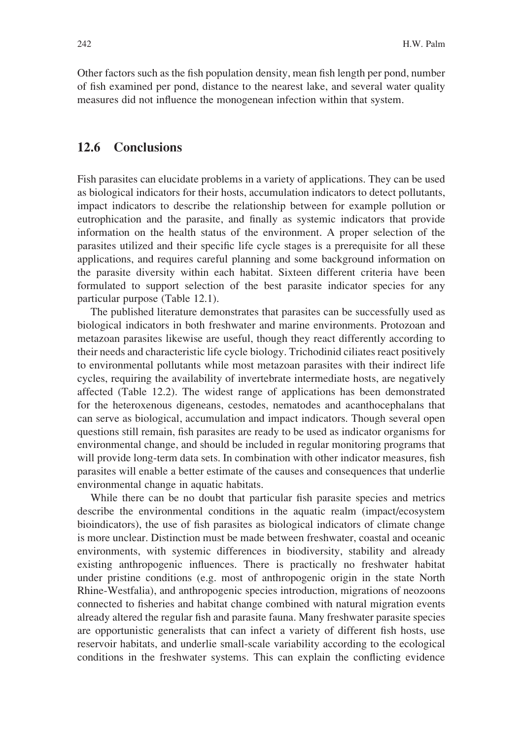Other factors such as the fish population density, mean fish length per pond, number of fish examined per pond, distance to the nearest lake, and several water quality measures did not influence the monogenean infection within that system.

## 12.6 Conclusions

Fish parasites can elucidate problems in a variety of applications. They can be used as biological indicators for their hosts, accumulation indicators to detect pollutants, impact indicators to describe the relationship between for example pollution or eutrophication and the parasite, and finally as systemic indicators that provide information on the health status of the environment. A proper selection of the parasites utilized and their specific life cycle stages is a prerequisite for all these applications, and requires careful planning and some background information on the parasite diversity within each habitat. Sixteen different criteria have been formulated to support selection of the best parasite indicator species for any particular purpose (Table 12.1).

The published literature demonstrates that parasites can be successfully used as biological indicators in both freshwater and marine environments. Protozoan and metazoan parasites likewise are useful, though they react differently according to their needs and characteristic life cycle biology. Trichodinid ciliates react positively to environmental pollutants while most metazoan parasites with their indirect life cycles, requiring the availability of invertebrate intermediate hosts, are negatively affected (Table 12.2). The widest range of applications has been demonstrated for the heteroxenous digeneans, cestodes, nematodes and acanthocephalans that can serve as biological, accumulation and impact indicators. Though several open questions still remain, fish parasites are ready to be used as indicator organisms for environmental change, and should be included in regular monitoring programs that will provide long-term data sets. In combination with other indicator measures, fish parasites will enable a better estimate of the causes and consequences that underlie environmental change in aquatic habitats.

While there can be no doubt that particular fish parasite species and metrics describe the environmental conditions in the aquatic realm (impact/ecosystem bioindicators), the use of fish parasites as biological indicators of climate change is more unclear. Distinction must be made between freshwater, coastal and oceanic environments, with systemic differences in biodiversity, stability and already existing anthropogenic influences. There is practically no freshwater habitat under pristine conditions (e.g. most of anthropogenic origin in the state North Rhine-Westfalia), and anthropogenic species introduction, migrations of neozoons connected to fisheries and habitat change combined with natural migration events already altered the regular fish and parasite fauna. Many freshwater parasite species are opportunistic generalists that can infect a variety of different fish hosts, use reservoir habitats, and underlie small-scale variability according to the ecological conditions in the freshwater systems. This can explain the conflicting evidence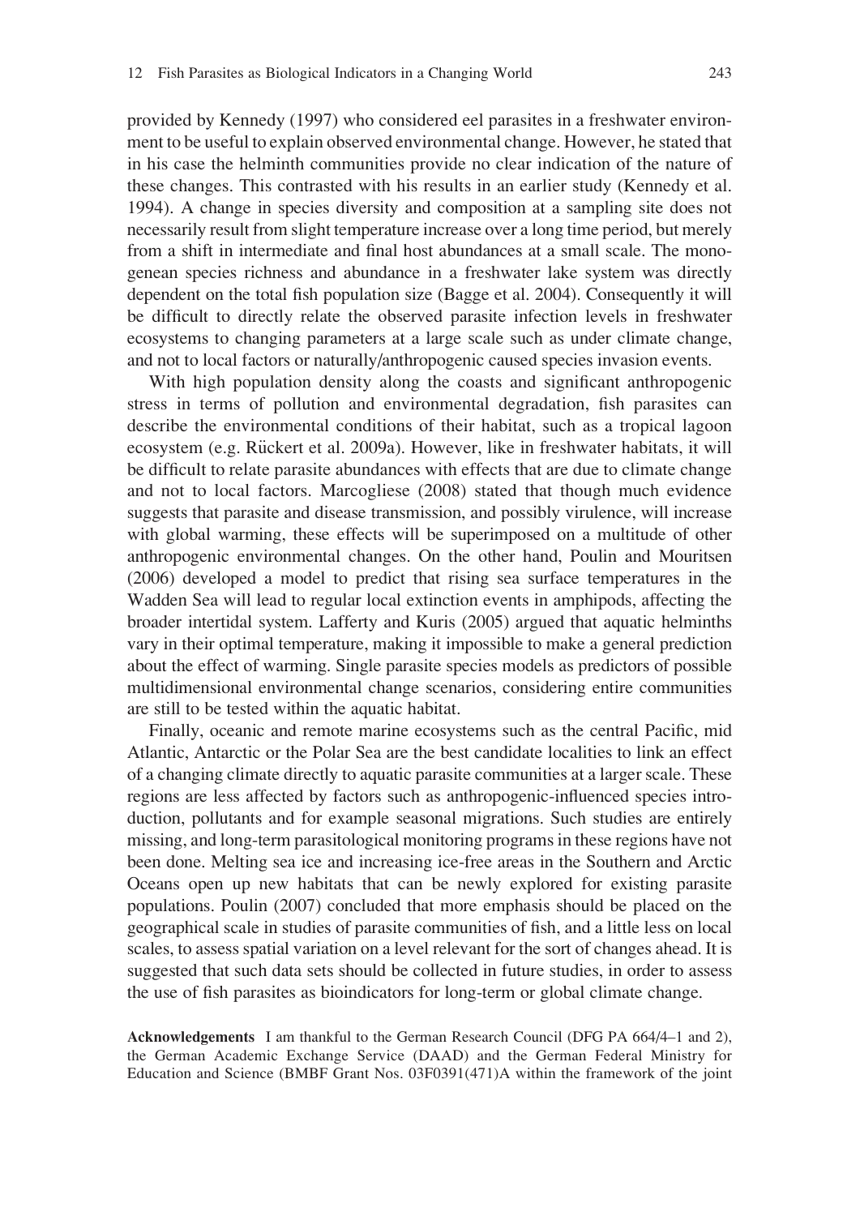provided by Kennedy (1997) who considered eel parasites in a freshwater environment to be useful to explain observed environmental change. However, he stated that in his case the helminth communities provide no clear indication of the nature of these changes. This contrasted with his results in an earlier study (Kennedy et al. 1994). A change in species diversity and composition at a sampling site does not necessarily result from slight temperature increase over a long time period, but merely from a shift in intermediate and final host abundances at a small scale. The monogenean species richness and abundance in a freshwater lake system was directly dependent on the total fish population size (Bagge et al. 2004). Consequently it will be difficult to directly relate the observed parasite infection levels in freshwater ecosystems to changing parameters at a large scale such as under climate change, and not to local factors or naturally/anthropogenic caused species invasion events.

With high population density along the coasts and significant anthropogenic stress in terms of pollution and environmental degradation, fish parasites can describe the environmental conditions of their habitat, such as a tropical lagoon ecosystem (e.g. Rückert et al. 2009a). However, like in freshwater habitats, it will be difficult to relate parasite abundances with effects that are due to climate change and not to local factors. Marcogliese (2008) stated that though much evidence suggests that parasite and disease transmission, and possibly virulence, will increase with global warming, these effects will be superimposed on a multitude of other anthropogenic environmental changes. On the other hand, Poulin and Mouritsen (2006) developed a model to predict that rising sea surface temperatures in the Wadden Sea will lead to regular local extinction events in amphipods, affecting the broader intertidal system. Lafferty and Kuris (2005) argued that aquatic helminths vary in their optimal temperature, making it impossible to make a general prediction about the effect of warming. Single parasite species models as predictors of possible multidimensional environmental change scenarios, considering entire communities are still to be tested within the aquatic habitat.

Finally, oceanic and remote marine ecosystems such as the central Pacific, mid Atlantic, Antarctic or the Polar Sea are the best candidate localities to link an effect of a changing climate directly to aquatic parasite communities at a larger scale. These regions are less affected by factors such as anthropogenic-influenced species introduction, pollutants and for example seasonal migrations. Such studies are entirely missing, and long-term parasitological monitoring programs in these regions have not been done. Melting sea ice and increasing ice-free areas in the Southern and Arctic Oceans open up new habitats that can be newly explored for existing parasite populations. Poulin (2007) concluded that more emphasis should be placed on the geographical scale in studies of parasite communities of fish, and a little less on local scales, to assess spatial variation on a level relevant for the sort of changes ahead. It is suggested that such data sets should be collected in future studies, in order to assess the use of fish parasites as bioindicators for long-term or global climate change.

**Acknowledgements** I am thankful to the German Research Council (DFG PA 664/4–1 and 2), the German Academic Exchange Service (DAAD) and the German Federal Ministry for Education and Science (BMBF Grant Nos. 03F0391(471)A within the framework of the joint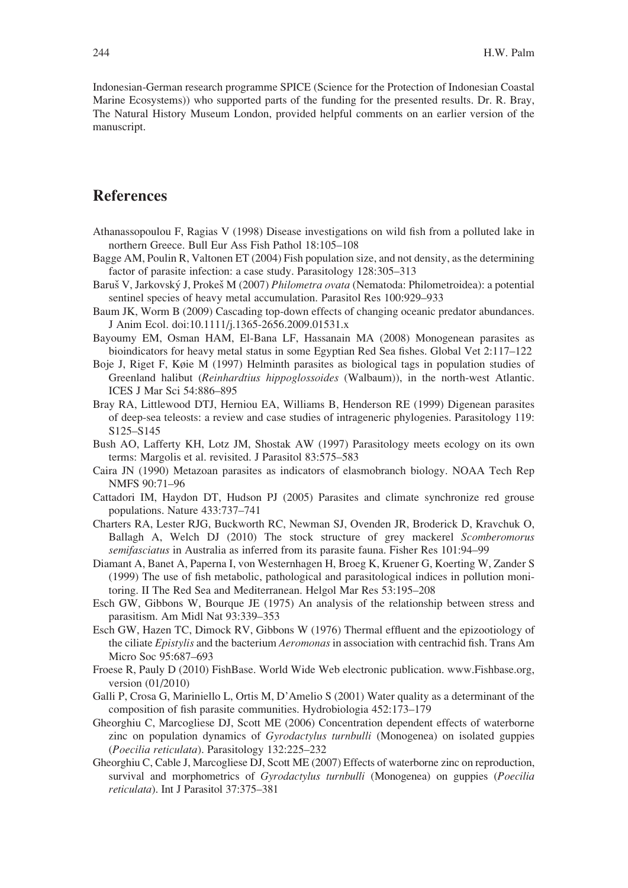Indonesian-German research programme SPICE (Science for the Protection of Indonesian Coastal Marine Ecosystems)) who supported parts of the funding for the presented results. Dr. R. Bray, The Natural History Museum London, provided helpful comments on an earlier version of the manuscript.

## References

Athanassopoulou F, Ragias V (1998) Disease investigations on wild fish from a polluted lake in northern Greece. Bull Eur Ass Fish Pathol 18:105–108

Bagge AM, Poulin R, Valtonen ET (2004) Fish population size, and not density, as the determining factor of parasite infection: a case study. Parasitology 128:305–313

Baruš V, Jarkovský J, Prokeš M (2007) *Philometra ovata* (Nematoda: Philometroidea): a potential sentinel species of heavy metal accumulation. Parasitol Res 100:929–933

Baum JK, Worm B (2009) Cascading top-down effects of changing oceanic predator abundances. J Anim Ecol. doi:10.1111/j.1365-2656.2009.01531.x

Bayoumy EM, Osman HAM, El-Bana LF, Hassanain MA (2008) Monogenean parasites as bioindicators for heavy metal status in some Egyptian Red Sea fishes. Global Vet 2:117–122

Boje J, Riget F, Køie M (1997) Helminth parasites as biological tags in population studies of Greenland halibut (*Reinhardtius hippoglossoides* (Walbaum)), in the north-west Atlantic. ICES J Mar Sci 54:886–895

Bray RA, Littlewood DTJ, Herniou EA, Williams B, Henderson RE (1999) Digenean parasites of deep-sea teleosts: a review and case studies of intrageneric phylogenies. Parasitology 119: S125–S145

Bush AO, Lafferty KH, Lotz JM, Shostak AW (1997) Parasitology meets ecology on its own terms: Margolis et al. revisited. J Parasitol 83:575–583

Caira JN (1990) Metazoan parasites as indicators of elasmobranch biology. NOAA Tech Rep NMFS 90:71–96

Cattadori IM, Haydon DT, Hudson PJ (2005) Parasites and climate synchronize red grouse populations. Nature 433:737–741

Charters RA, Lester RJG, Buckworth RC, Newman SJ, Ovenden JR, Broderick D, Kravchuk O, Ballagh A, Welch DJ (2010) The stock structure of grey mackerel *Scomberomorus semifasciatus* in Australia as inferred from its parasite fauna. Fisher Res 101:94–99

Diamant A, Banet A, Paperna I, von Westernhagen H, Broeg K, Kruener G, Koerting W, Zander S (1999) The use of fish metabolic, pathological and parasitological indices in pollution monitoring. II The Red Sea and Mediterranean. Helgol Mar Res 53:195–208

Esch GW, Gibbons W, Bourque JE (1975) An analysis of the relationship between stress and parasitism. Am Midl Nat 93:339–353

Esch GW, Hazen TC, Dimock RV, Gibbons W (1976) Thermal effluent and the epizootiology of the ciliate *Epistylis* and the bacterium *Aeromonas* in association with centrachid fish. Trans Am Micro Soc 95:687–693

Froese R, Pauly D (2010) FishBase. World Wide Web electronic publication. www.Fishbase.org, version (01/2010)

Galli P, Crosa G, Mariniello L, Ortis M, D'Amelio S (2001) Water quality as a determinant of the composition of fish parasite communities. Hydrobiologia 452:173–179

Gheorghiu C, Marcogliese DJ, Scott ME (2006) Concentration dependent effects of waterborne zinc on population dynamics of *Gyrodactylus turnbulli* (Monogenea) on isolated guppies (*Poecilia reticulata*). Parasitology 132:225–232

Gheorghiu C, Cable J, Marcogliese DJ, Scott ME (2007) Effects of waterborne zinc on reproduction, survival and morphometrics of *Gyrodactylus turnbulli* (Monogenea) on guppies (*Poecilia reticulata*). Int J Parasitol 37:375–381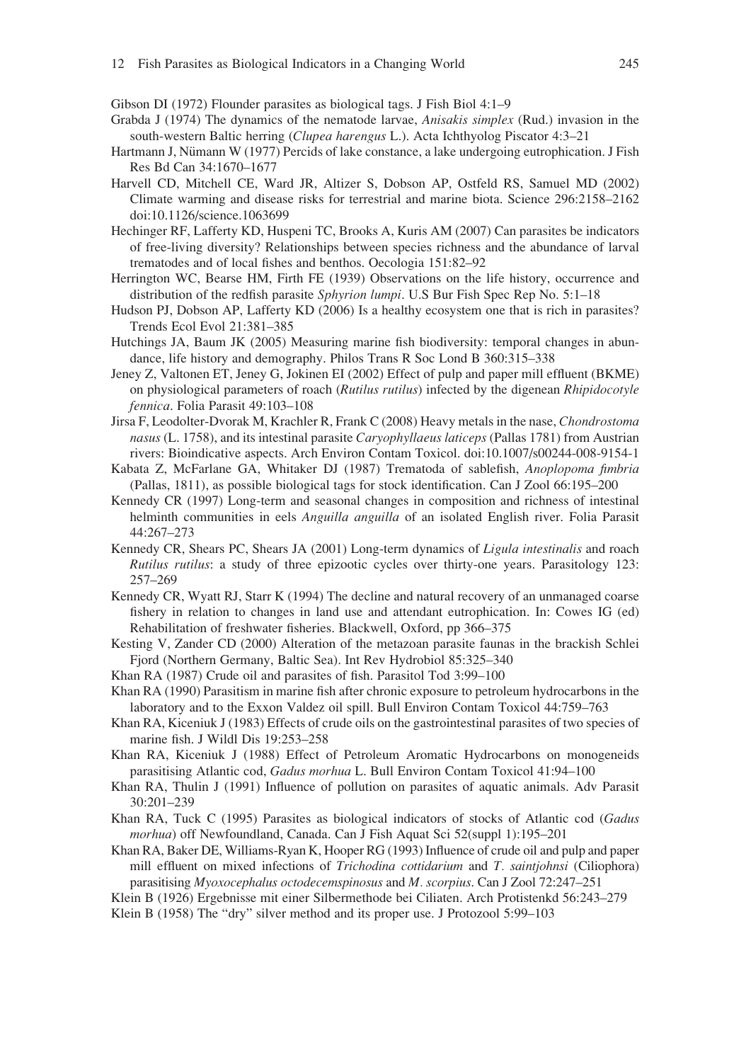Gibson DI (1972) Flounder parasites as biological tags. J Fish Biol 4:1–9

Grabda J (1974) The dynamics of the nematode larvae, *Anisakis simplex* (Rud.) invasion in the south-western Baltic herring (*Clupea harengus* L.). Acta Ichthyolog Piscator 4:3–21

Hartmann J, Nümann W (1977) Percids of lake constance, a lake undergoing eutrophication. J Fish Res Bd Can 34:1670–1677

Harvell CD, Mitchell CE, Ward JR, Altizer S, Dobson AP, Ostfeld RS, Samuel MD (2002) Climate warming and disease risks for terrestrial and marine biota. Science 296:2158–2162 doi:10.1126/science.1063699

Hechinger RF, Lafferty KD, Huspeni TC, Brooks A, Kuris AM (2007) Can parasites be indicators of free-living diversity? Relationships between species richness and the abundance of larval trematodes and of local fishes and benthos. Oecologia 151:82–92

Herrington WC, Bearse HM, Firth FE (1939) Observations on the life history, occurrence and distribution of the redfish parasite *Sphyrion lumpi*. U.S Bur Fish Spec Rep No. 5:1–18

Hudson PJ, Dobson AP, Lafferty KD (2006) Is a healthy ecosystem one that is rich in parasites? Trends Ecol Evol 21:381–385

Hutchings JA, Baum JK (2005) Measuring marine fish biodiversity: temporal changes in abundance, life history and demography. Philos Trans R Soc Lond B 360:315–338

Jeney Z, Valtonen ET, Jeney G, Jokinen EI (2002) Effect of pulp and paper mill effluent (BKME) on physiological parameters of roach (*Rutilus rutilus*) infected by the digenean *Rhipidocotyle fennica*. Folia Parasit 49:103–108

Jirsa F, Leodolter-Dvorak M, Krachler R, Frank C (2008) Heavy metals in the nase, *Chondrostoma nasus* (L. 1758), and its intestinal parasite *Caryophyllaeus laticeps* (Pallas 1781) from Austrian rivers: Bioindicative aspects. Arch Environ Contam Toxicol. doi:10.1007/s00244-008-9154-1

Kabata Z, McFarlane GA, Whitaker DJ (1987) Trematoda of sablefish, *Anoplopoma fimbria* (Pallas, 1811), as possible biological tags for stock identification. Can J Zool 66:195–200

Kennedy CR (1997) Long-term and seasonal changes in composition and richness of intestinal helminth communities in eels *Anguilla anguilla* of an isolated English river. Folia Parasit 44:267–273

Kennedy CR, Shears PC, Shears JA (2001) Long-term dynamics of *Ligula intestinalis* and roach *Rutilus rutilus*: a study of three epizootic cycles over thirty-one years. Parasitology 123: 257–269

Kennedy CR, Wyatt RJ, Starr K (1994) The decline and natural recovery of an unmanaged coarse fishery in relation to changes in land use and attendant eutrophication. In: Cowes IG (ed) Rehabilitation of freshwater fisheries. Blackwell, Oxford, pp 366–375

Kesting V, Zander CD (2000) Alteration of the metazoan parasite faunas in the brackish Schlei Fjord (Northern Germany, Baltic Sea). Int Rev Hydrobiol 85:325–340

Khan RA (1987) Crude oil and parasites of fish. Parasitol Tod 3:99–100

Khan RA (1990) Parasitism in marine fish after chronic exposure to petroleum hydrocarbons in the laboratory and to the Exxon Valdez oil spill. Bull Environ Contam Toxicol 44:759–763

Khan RA, Kiceniuk J (1983) Effects of crude oils on the gastrointestinal parasites of two species of marine fish. J Wildl Dis 19:253–258

Khan RA, Kiceniuk J (1988) Effect of Petroleum Aromatic Hydrocarbons on monogeneids parasitising Atlantic cod, *Gadus morhua* L. Bull Environ Contam Toxicol 41:94–100

Khan RA, Thulin J (1991) Influence of pollution on parasites of aquatic animals. Adv Parasit 30:201–239

Khan RA, Tuck C (1995) Parasites as biological indicators of stocks of Atlantic cod (*Gadus morhua*) off Newfoundland, Canada. Can J Fish Aquat Sci 52(suppl 1):195–201

Khan RA, Baker DE, Williams-Ryan K, Hooper RG (1993) Influence of crude oil and pulp and paper mill effluent on mixed infections of *Trichodina cottidarium* and *T. saintjohnsi* (Ciliophora) parasitising *Myoxocephalus octodecemspinosus* and *M. scorpius*. Can J Zool 72:247–251

Klein B (1926) Ergebnisse mit einer Silbermethode bei Ciliaten. Arch Protistenkd 56:243–279

Klein B (1958) The "dry" silver method and its proper use. J Protozool 5:99–103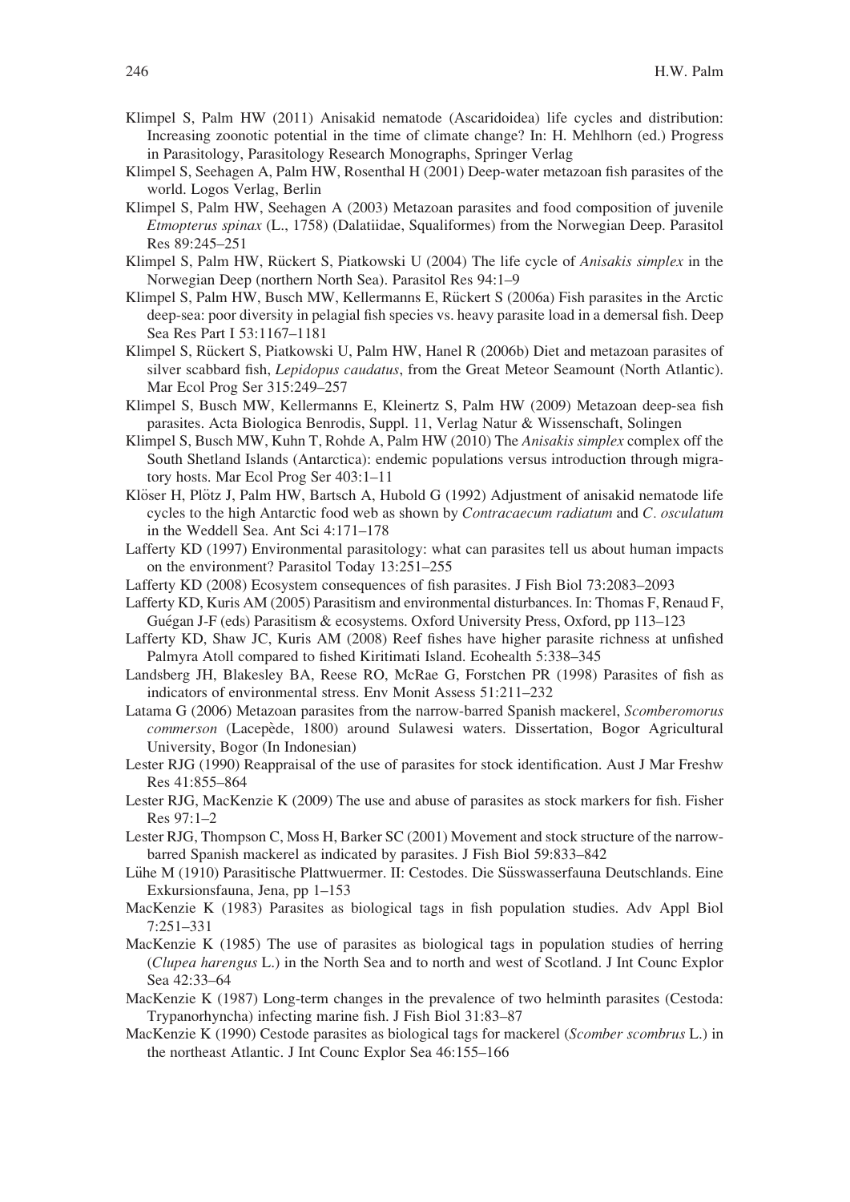Klimpel S, Palm HW (2011) Anisakid nematode (Ascaridoidea) life cycles and distribution: Increasing zoonotic potential in the time of climate change? In: H. Mehlhorn (ed.) Progress in Parasitology, Parasitology Research Monographs, Springer Verlag

Klimpel S, Seehagen A, Palm HW, Rosenthal H (2001) Deep-water metazoan fish parasites of the world. Logos Verlag, Berlin

Klimpel S, Palm HW, Seehagen A (2003) Metazoan parasites and food composition of juvenile *Etmopterus spinax* (L., 1758) (Dalatiidae, Squaliformes) from the Norwegian Deep. Parasitol Res 89:245–251

Klimpel S, Palm HW, Rückert S, Piatkowski U (2004) The life cycle of *Anisakis simplex* in the Norwegian Deep (northern North Sea). Parasitol Res 94:1–9

Klimpel S, Palm HW, Busch MW, Kellermanns E, Rückert S (2006a) Fish parasites in the Arctic deep-sea: poor diversity in pelagial fish species vs. heavy parasite load in a demersal fish. Deep Sea Res Part I 53:1167–1181

Klimpel S, Rückert S, Piatkowski U, Palm HW, Hanel R (2006b) Diet and metazoan parasites of silver scabbard fish, *Lepidopus caudatus*, from the Great Meteor Seamount (North Atlantic). Mar Ecol Prog Ser 315:249–257

Klimpel S, Busch MW, Kellermanns E, Kleinertz S, Palm HW (2009) Metazoan deep-sea fish parasites. Acta Biologica Benrodis, Suppl. 11, Verlag Natur & Wissenschaft, Solingen

Klimpel S, Busch MW, Kuhn T, Rohde A, Palm HW (2010) The *Anisakis simplex* complex off the South Shetland Islands (Antarctica): endemic populations versus introduction through migratory hosts. Mar Ecol Prog Ser 403:1–11

Klöser H, Plötz J, Palm HW, Bartsch A, Hubold G (1992) Adjustment of anisakid nematode life cycles to the high Antarctic food web as shown by *Contracaecum radiatum* and *C. osculatum* in the Weddell Sea. Ant Sci 4:171–178

Lafferty KD (1997) Environmental parasitology: what can parasites tell us about human impacts on the environment? Parasitol Today 13:251–255

Lafferty KD (2008) Ecosystem consequences of fish parasites. J Fish Biol 73:2083–2093

Lafferty KD, Kuris AM (2005) Parasitism and environmental disturbances. In: Thomas F, Renaud F, Guégan J-F (eds) Parasitism & ecosystems. Oxford University Press, Oxford, pp 113–123

Lafferty KD, Shaw JC, Kuris AM (2008) Reef fishes have higher parasite richness at unfished Palmyra Atoll compared to fished Kiritimati Island. Ecohealth 5:338–345

Landsberg JH, Blakesley BA, Reese RO, McRae G, Forstchen PR (1998) Parasites of fish as indicators of environmental stress. Env Monit Assess 51:211–232

Latama G (2006) Metazoan parasites from the narrow-barred Spanish mackerel, *Scomberomorus commerson* (Lacepède, 1800) around Sulawesi waters. Dissertation, Bogor Agricultural University, Bogor (In Indonesian)

Lester RJG (1990) Reappraisal of the use of parasites for stock identification. Aust J Mar Freshw Res 41:855–864

Lester RJG, MacKenzie K (2009) The use and abuse of parasites as stock markers for fish. Fisher Res 97:1–2

Lester RJG, Thompson C, Moss H, Barker SC (2001) Movement and stock structure of the narrow-barred Spanish mackerel as indicated by parasites. J Fish Biol 59:833–842

Lühe M (1910) Parasitische Plattwuermer. II: Cestodes. Die Süsswasserfauna Deutschlands. Eine Exkursionsfauna, Jena, pp 1–153

MacKenzie K (1983) Parasites as biological tags in fish population studies. Adv Appl Biol 7:251–331

MacKenzie K (1985) The use of parasites as biological tags in population studies of herring (*Clupea harengus* L.) in the North Sea and to north and west of Scotland. J Int Counc Explor Sea 42:33–64

MacKenzie K (1987) Long-term changes in the prevalence of two helminth parasites (Cestoda: Trypanorhyncha) infecting marine fish. J Fish Biol 31:83–87

MacKenzie K (1990) Cestode parasites as biological tags for mackerel (*Scomber scombrus* L.) in the northeast Atlantic. J Int Counc Explor Sea 46:155–166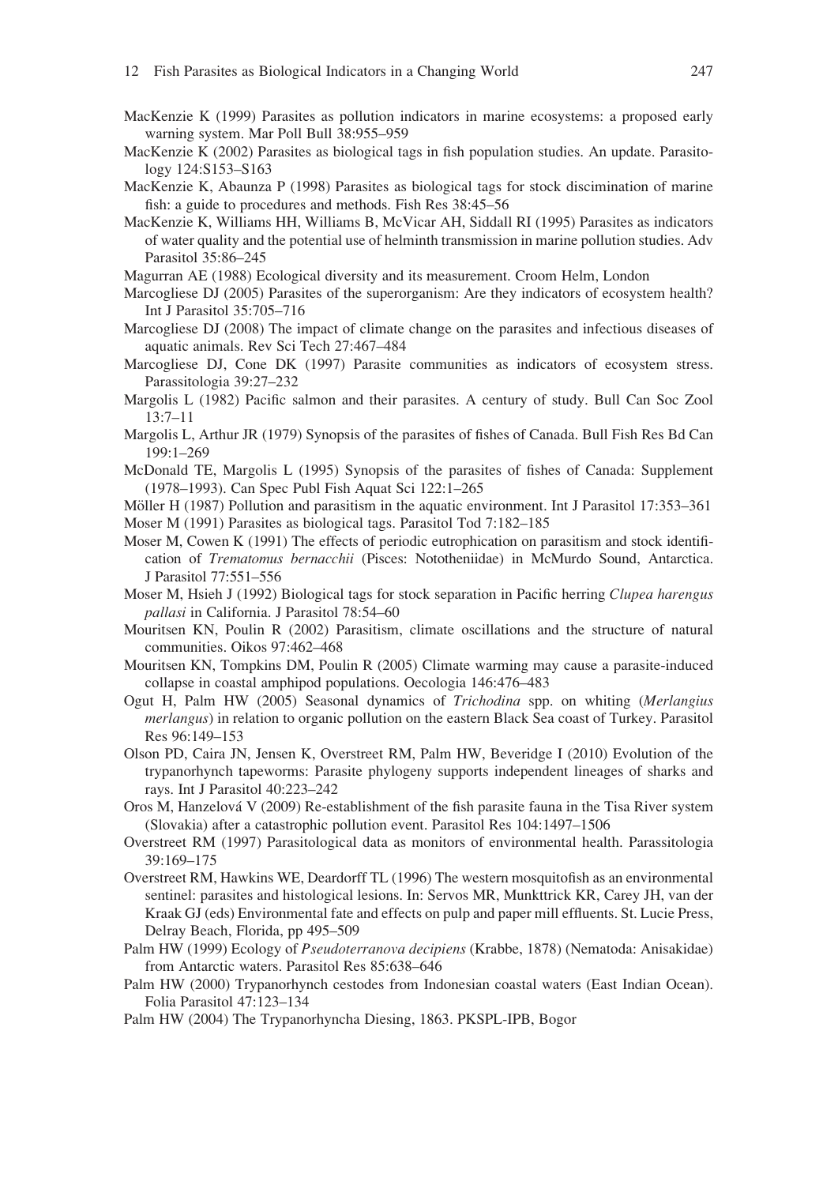MacKenzie K (1999) Parasites as pollution indicators in marine ecosystems: a proposed early warning system. Mar Poll Bull 38:955–959

MacKenzie K (2002) Parasites as biological tags in fish population studies. An update. Parasitology 124:S153–S163

MacKenzie K, Abaunza P (1998) Parasites as biological tags for stock discimination of marine fish: a guide to procedures and methods. Fish Res 38:45–56

MacKenzie K, Williams HH, Williams B, McVicar AH, Siddall RI (1995) Parasites as indicators of water quality and the potential use of helminth transmission in marine pollution studies. Adv Parasitol 35:86–245

Magurran AE (1988) Ecological diversity and its measurement. Croom Helm, London

Marcogliese DJ (2005) Parasites of the superorganism: Are they indicators of ecosystem health? Int J Parasitol 35:705–716

Marcogliese DJ (2008) The impact of climate change on the parasites and infectious diseases of aquatic animals. Rev Sci Tech 27:467–484

Marcogliese DJ, Cone DK (1997) Parasite communities as indicators of ecosystem stress. Parassitologia 39:27–232

Margolis L (1982) Pacific salmon and their parasites. A century of study. Bull Can Soc Zool 13:7–11

Margolis L, Arthur JR (1979) Synopsis of the parasites of fishes of Canada. Bull Fish Res Bd Can 199:1–269

McDonald TE, Margolis L (1995) Synopsis of the parasites of fishes of Canada: Supplement (1978–1993). Can Spec Publ Fish Aquat Sci 122:1–265

Möller H (1987) Pollution and parasitism in the aquatic environment. Int J Parasitol 17:353–361

Moser M (1991) Parasites as biological tags. Parasitol Tod 7:182–185

Moser M, Cowen K (1991) The effects of periodic eutrophication on parasitism and stock identification of *Trematomus bernacchii* (Pisces: Nototheniidae) in McMurdo Sound, Antarctica. J Parasitol 77:551–556

Moser M, Hsieh J (1992) Biological tags for stock separation in Pacific herring *Clupea harengus pallasi* in California. J Parasitol 78:54–60

Mouritsen KN, Poulin R (2002) Parasitism, climate oscillations and the structure of natural communities. Oikos 97:462–468

Mouritsen KN, Tompkins DM, Poulin R (2005) Climate warming may cause a parasite-induced collapse in coastal amphipod populations. Oecologia 146:476–483

Ogut H, Palm HW (2005) Seasonal dynamics of *Trichodina* spp. on whiting (*Merlangius merlangus*) in relation to organic pollution on the eastern Black Sea coast of Turkey. Parasitol Res 96:149–153

Olson PD, Caira JN, Jensen K, Overstreet RM, Palm HW, Beveridge I (2010) Evolution of the trypanorhynch tapeworms: Parasite phylogeny supports independent lineages of sharks and rays. Int J Parasitol 40:223–242

Oros M, Hanzelová V (2009) Re-establishment of the fish parasite fauna in the Tisa River system (Slovakia) after a catastrophic pollution event. Parasitol Res 104:1497–1506

Overstreet RM (1997) Parasitological data as monitors of environmental health. Parassitologia 39:169–175

Overstreet RM, Hawkins WE, Deardorff TL (1996) The western mosquitofish as an environmental sentinel: parasites and histological lesions. In: Servos MR, Munkttrick KR, Carey JH, van der Kraak GJ (eds) Environmental fate and effects on pulp and paper mill effluents. St. Lucie Press, Delray Beach, Florida, pp 495–509

Palm HW (1999) Ecology of *Pseudoterranova decipiens* (Krabbe, 1878) (Nematoda: Anisakidae) from Antarctic waters. Parasitol Res 85:638–646

Palm HW (2000) Trypanorhynch cestodes from Indonesian coastal waters (East Indian Ocean). Folia Parasitol 47:123–134

Palm HW (2004) The Trypanorhyncha Diesing, 1863. PKSPL-IPB, Bogor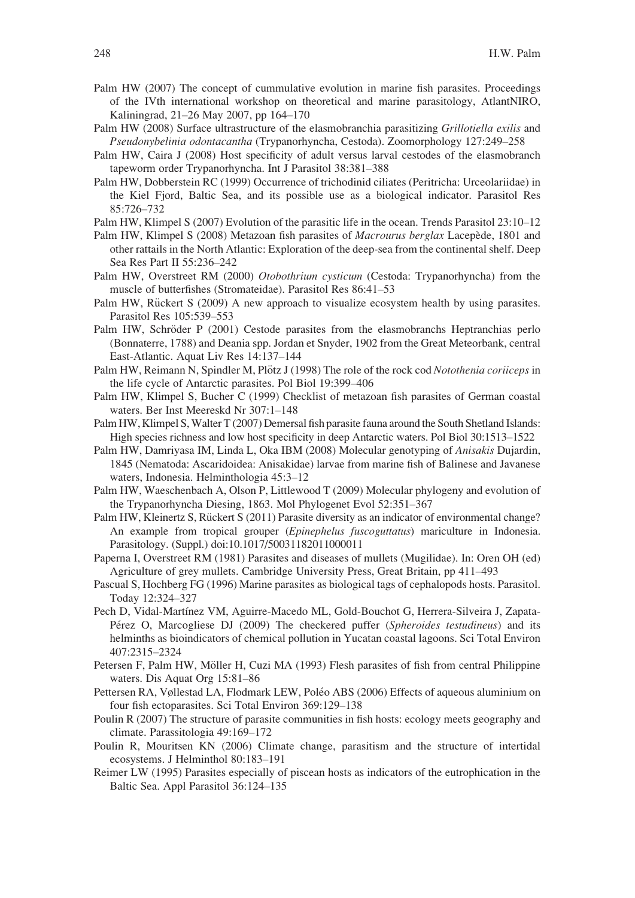Palm HW (2007) The concept of cummulative evolution in marine fish parasites. Proceedings of the IVth international workshop on theoretical and marine parasitology, AtlantNIRO, Kaliningrad, 21–26 May 2007, pp 164–170

Palm HW (2008) Surface ultrastructure of the elasmobranchia parasitizing *Grillotiella exilis* and *Pseudonybelinia odontacantha* (Trypanorhyncha, Cestoda). Zoomorphology 127:249–258

Palm HW, Caira J (2008) Host specificity of adult versus larval cestodes of the elasmobranch tapeworm order Trypanorhyncha. Int J Parasitol 38:381–388

Palm HW, Dobberstein RC (1999) Occurrence of trichodinid ciliates (Peritricha: Urceolariidae) in the Kiel Fjord, Baltic Sea, and its possible use as a biological indicator. Parasitol Res 85:726–732

Palm HW, Klimpel S (2007) Evolution of the parasitic life in the ocean. Trends Parasitol 23:10–12

Palm HW, Klimpel S (2008) Metazoan fish parasites of *Macrourus berglax* Lacepède, 1801 and other rattails in the North Atlantic: Exploration of the deep-sea from the continental shelf. Deep Sea Res Part II 55:236–242

Palm HW, Overstreet RM (2000) *Otobothrium cysticum* (Cestoda: Trypanorhyncha) from the muscle of butterfishes (Stromateidae). Parasitol Res 86:41–53

Palm HW, Rückert S (2009) A new approach to visualize ecosystem health by using parasites. Parasitol Res 105:539–553

Palm HW, Schröder P (2001) Cestode parasites from the elasmobranchs Heptranchias perlo (Bonnaterre, 1788) and Deania spp. Jordan et Snyder, 1902 from the Great Meteorbank, central East-Atlantic. Aquat Liv Res 14:137–144

Palm HW, Reimann N, Spindler M, Plötz J (1998) The role of the rock cod *Notothenia coriiceps* in the life cycle of Antarctic parasites. Pol Biol 19:399–406

Palm HW, Klimpel S, Bucher C (1999) Checklist of metazoan fish parasites of German coastal waters. Ber Inst Meereskd Nr 307:1–148

Palm HW, Klimpel S, Walter T (2007) Demersal fish parasite fauna around the South Shetland Islands: High species richness and low host specificity in deep Antarctic waters. Pol Biol 30:1513–1522

Palm HW, Damriyasa IM, Linda L, Oka IBM (2008) Molecular genotyping of *Anisakis* Dujardin, 1845 (Nematoda: Ascaridoidea: Anisakidae) larvae from marine fish of Balinese and Javanese waters, Indonesia. Helminthologia 45:3–12

Palm HW, Waeschenbach A, Olson P, Littlewood T (2009) Molecular phylogeny and evolution of the Trypanorhyncha Diesing, 1863. Mol Phylogenet Evol 52:351–367

Palm HW, Kleinertz S, Rückert S (2011) Parasite diversity as an indicator of environmental change? An example from tropical grouper (*Epinephelus fuscoguttatus*) mariculture in Indonesia. Parasitology. (Suppl.) doi:10.1017/S0031182011000011

Paperna I, Overstreet RM (1981) Parasites and diseases of mullets (Mugilidae). In: Oren OH (ed) Agriculture of grey mullets. Cambridge University Press, Great Britain, pp 411–493

Pascual S, Hochberg FG (1996) Marine parasites as biological tags of cephalopods hosts. Parasitol. Today 12:324–327

Pech D, Vidal-Martínez VM, Aguirre-Macedo ML, Gold-Bouchot G, Herrera-Silveira J, Zapata-Pérez O, Marcogliese DJ (2009) The checkered puffer (*Spheroides testudineus*) and its helminths as bioindicators of chemical pollution in Yucatan coastal lagoons. Sci Total Environ 407:2315–2324

Petersen F, Palm HW, Möller H, Cuzi MA (1993) Flesh parasites of fish from central Philippine waters. Dis Aquat Org 15:81–86

Pettersen RA, Vøllestad LA, Flodmark LEW, Poléo ABS (2006) Effects of aqueous aluminium on four fish ectoparasites. Sci Total Environ 369:129–138

Poulin R (2007) The structure of parasite communities in fish hosts: ecology meets geography and climate. Parassitologia 49:169–172

Poulin R, Mouritsen KN (2006) Climate change, parasitism and the structure of intertidal ecosystems. J Helminthol 80:183–191

Reimer LW (1995) Parasites especially of piscean hosts as indicators of the eutrophication in the Baltic Sea. Appl Parasitol 36:124–135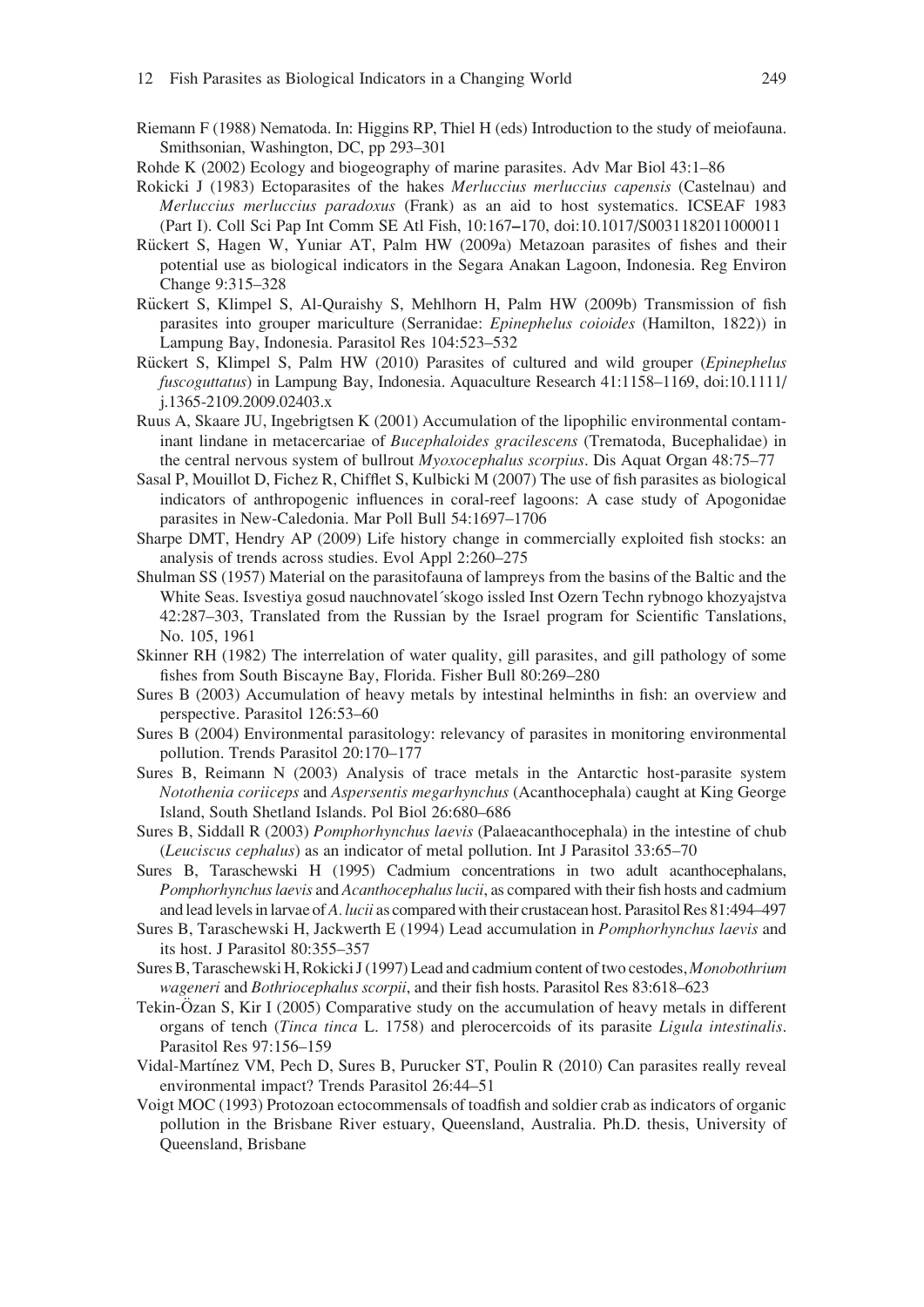Riemann F (1988) Nematoda. In: Higgins RP, Thiel H (eds) Introduction to the study of meiofauna. Smithsonian, Washington, DC, pp 293–301

Rohde K (2002) Ecology and biogeography of marine parasites. Adv Mar Biol 43:1–86

Rokicki J (1983) Ectoparasites of the hakes *Merluccius merluccius capensis* (Castelnau) and *Merluccius merluccius paradoxus* (Frank) as an aid to host systematics. ICSEAF 1983 (Part I). Coll Sci Pap Int Comm SE Atl Fish, 10:167–170, doi:10.1017/S0031182011000011

Rückert S, Hagen W, Yuniar AT, Palm HW (2009a) Metazoan parasites of fishes and their potential use as biological indicators in the Segara Anakan Lagoon, Indonesia. Reg Environ Change 9:315–328

Rückert S, Klimpel S, Al-Quraishy S, Mehlhorn H, Palm HW (2009b) Transmission of fish parasites into grouper mariculture (Serranidae: *Epinephelus coioides* (Hamilton, 1822)) in Lampung Bay, Indonesia. Parasitol Res 104:523–532

Rückert S, Klimpel S, Palm HW (2010) Parasites of cultured and wild grouper (*Epinephelus fuscoguttatus*) in Lampung Bay, Indonesia. Aquaculture Research 41:1158–1169, doi:10.1111/j.1365-2109.2009.02403.x

Ruus A, Skaare JU, Ingebrigtsen K (2001) Accumulation of the lipophilic environmental contaminant lindane in metacercariae of *Bucephaloides gracilescens* (Trematoda, Bucephalidae) in the central nervous system of bullrout *Myoxocephalus scorpius*. Dis Aquat Organ 48:75–77

Sasal P, Mouillot D, Fichez R, Chifflet S, Kulbicki M (2007) The use of fish parasites as biological indicators of anthropogenic influences in coral-reef lagoons: A case study of Apogonidae parasites in New-Caledonia. Mar Poll Bull 54:1697–1706

Sharpe DMT, Hendry AP (2009) Life history change in commercially exploited fish stocks: an analysis of trends across studies. Evol Appl 2:260–275

Shulman SS (1957) Material on the parasitofauna of lampreys from the basins of the Baltic and the White Seas. Isvestiya gosud nauchnovatel´skogo issled Inst Ozern Techn rybnogo khozyajstva 42:287–303, Translated from the Russian by the Israel program for Scientific Tanslations, No. 105, 1961

Skinner RH (1982) The interrelation of water quality, gill parasites, and gill pathology of some fishes from South Biscayne Bay, Florida. Fisher Bull 80:269–280

Sures B (2003) Accumulation of heavy metals by intestinal helminths in fish: an overview and perspective. Parasitol 126:53–60

Sures B (2004) Environmental parasitology: relevancy of parasites in monitoring environmental pollution. Trends Parasitol 20:170–177

Sures B, Reimann N (2003) Analysis of trace metals in the Antarctic host-parasite system *Notothenia coriiceps* and *Aspersentis megarhynchus* (Acanthocephala) caught at King George Island, South Shetland Islands. Pol Biol 26:680–686

Sures B, Siddall R (2003) *Pomphorhynchus laevis* (Palaeacanthocephala) in the intestine of chub (*Leuciscus cephalus*) as an indicator of metal pollution. Int J Parasitol 33:65–70

Sures B, Taraschewski H (1995) Cadmium concentrations in two adult acanthocephalans, *Pomphorhynchus laevis* and *Acanthocephalus lucii*, as compared with their fish hosts and cadmium and lead levels in larvae of *A. lucii* as compared with their crustacean host. Parasitol Res 81:494–497

Sures B, Taraschewski H, Jackwerth E (1994) Lead accumulation in *Pomphorhynchus laevis* and its host. J Parasitol 80:355–357

Sures B, Taraschewski H, Rokicki J (1997) Lead and cadmium content of two cestodes, *Monobothrium wageneri* and *Bothriocephalus scorpii*, and their fish hosts. Parasitol Res 83:618–623

Tekin-Özan S, Kir I (2005) Comparative study on the accumulation of heavy metals in different organs of tench (*Tinca tinca* L. 1758) and plerocercoids of its parasite *Ligula intestinalis*. Parasitol Res 97:156–159

Vidal-Martínez VM, Pech D, Sures B, Purucker ST, Poulin R (2010) Can parasites really reveal environmental impact? Trends Parasitol 26:44–51

Voigt MOC (1993) Protozoan ectocommensals of toadfish and soldier crab as indicators of organic pollution in the Brisbane River estuary, Queensland, Australia. Ph.D. thesis, University of Queensland, Brisbane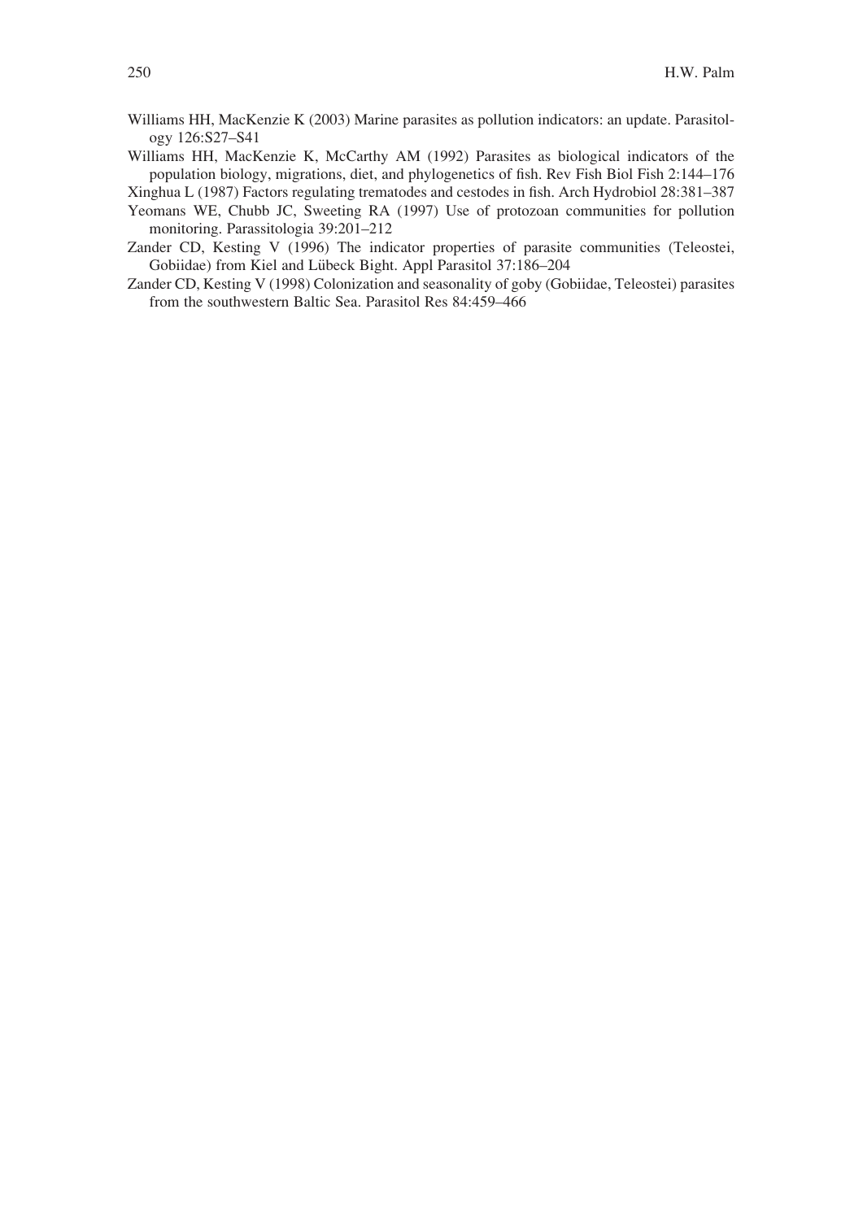Williams HH, MacKenzie K (2003) Marine parasites as pollution indicators: an update. Parasitology 126:S27–S41

Williams HH, MacKenzie K, McCarthy AM (1992) Parasites as biological indicators of the population biology, migrations, diet, and phylogenetics of fish. Rev Fish Biol Fish 2:144–176

Xinghua L (1987) Factors regulating trematodes and cestodes in fish. Arch Hydrobiol 28:381–387

Yeomans WE, Chubb JC, Sweeting RA (1997) Use of protozoan communities for pollution monitoring. Parassitologia 39:201–212

Zander CD, Kesting V (1996) The indicator properties of parasite communities (Teleostei, Gobiidae) from Kiel and Lübeck Bight. Appl Parasitol 37:186–204

Zander CD, Kesting V (1998) Colonization and seasonality of goby (Gobiidae, Teleostei) parasites from the southwestern Baltic Sea. Parasitol Res 84:459–466